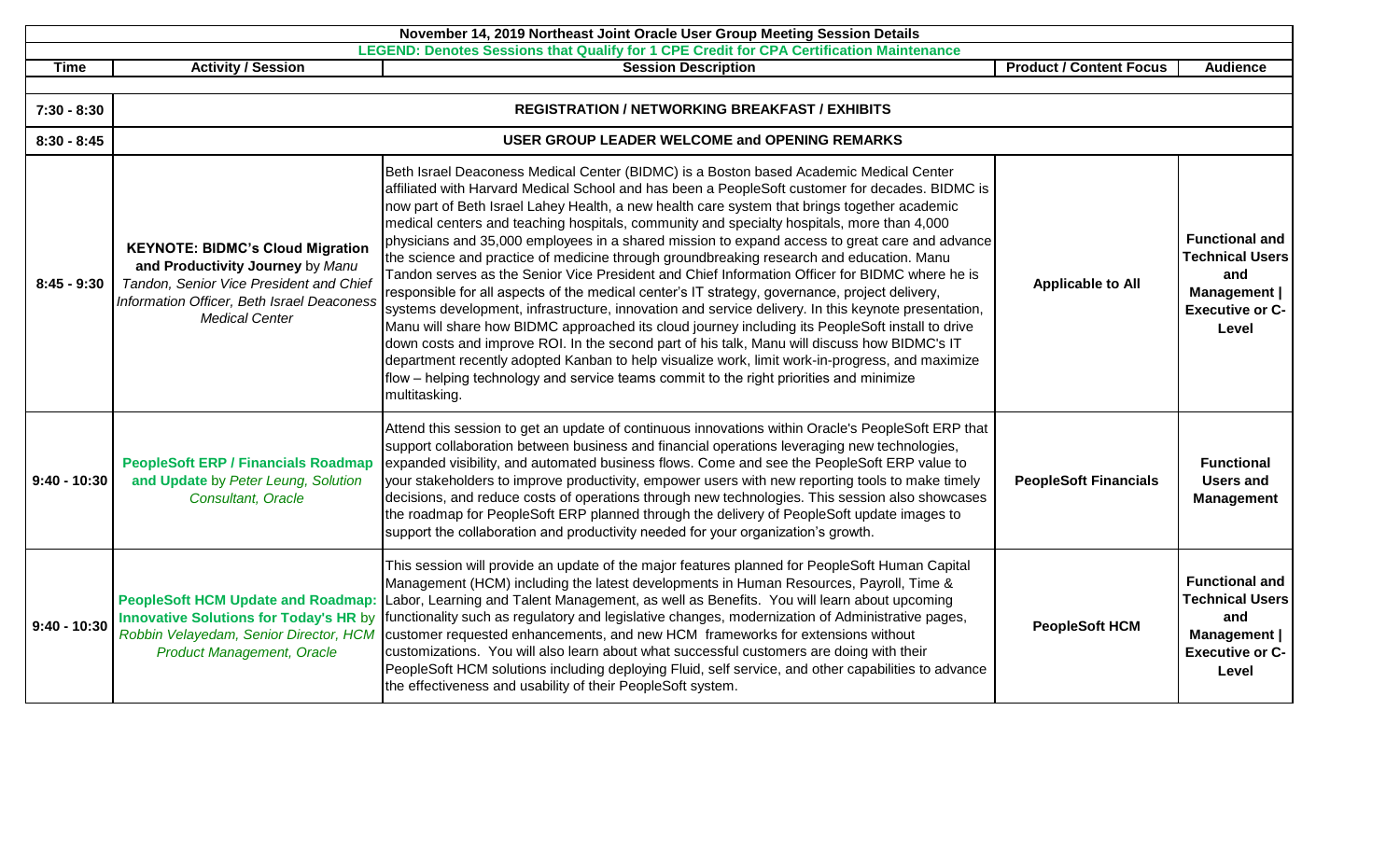# November 14, 2019 Northeast Joint Oracle User Group Meeting Session Details

LEGEND: Denotes Sessions that Qualify for 1 CPE Credit for CPA Certification Maintenance

| Time | Activity / Session | Session Description | Product / Content Focus | Audience |
|---|---|---|---|---|
| 7:30 - 8:30 | REGISTRATION / NETWORKING BREAKFAST / EXHIBITS | | | |
| 8:30 - 8:45 | USER GROUP LEADER WELCOME and OPENING REMARKS | | | |
| 8:45 - 9:30 | **KEYNOTE: BIDMC's Cloud Migration and Productivity Journey** by *Manu Tandon, Senior Vice President and Chief Information Officer, Beth Israel Deaconess Medical Center* | Beth Israel Deaconess Medical Center (BIDMC) is a Boston based Academic Medical Center affiliated with Harvard Medical School and has been a PeopleSoft customer for decades. BIDMC is now part of Beth Israel Lahey Health, a new health care system that brings together academic medical centers and teaching hospitals, community and specialty hospitals, more than 4,000 physicians and 35,000 employees in a shared mission to expand access to great care and advance the science and practice of medicine through groundbreaking research and education. Manu Tandon serves as the Senior Vice President and Chief Information Officer for BIDMC where he is responsible for all aspects of the medical center's IT strategy, governance, project delivery, systems development, infrastructure, innovation and service delivery. In this keynote presentation, Manu will share how BIDMC approached its cloud journey including its PeopleSoft install to drive down costs and improve ROI. In the second part of his talk, Manu will discuss how BIDMC's IT department recently adopted Kanban to help visualize work, limit work-in-progress, and maximize flow – helping technology and service teams commit to the right priorities and minimize multitasking. | **Applicable to All** | **Functional and Technical Users and Management \| Executive or C-Level** |
| 9:40 - 10:30 | **PeopleSoft ERP / Financials Roadmap and Update** by *Peter Leung, Solution Consultant, Oracle* | Attend this session to get an update of continuous innovations within Oracle's PeopleSoft ERP that support collaboration between business and financial operations leveraging new technologies, expanded visibility, and automated business flows. Come and see the PeopleSoft ERP value to your stakeholders to improve productivity, empower users with new reporting tools to make timely decisions, and reduce costs of operations through new technologies. This session also showcases the roadmap for PeopleSoft ERP planned through the delivery of PeopleSoft update images to support the collaboration and productivity needed for your organization's growth. | **PeopleSoft Financials** | **Functional Users and Management** |
| 9:40 - 10:30 | **PeopleSoft HCM Update and Roadmap: Innovative Solutions for Today's HR** by *Robbin Velayedam, Senior Director, HCM Product Management, Oracle* | This session will provide an update of the major features planned for PeopleSoft Human Capital Management (HCM) including the latest developments in Human Resources, Payroll, Time & Labor, Learning and Talent Management, as well as Benefits. You will learn about upcoming functionality such as regulatory and legislative changes, modernization of Administrative pages, customer requested enhancements, and new HCM frameworks for extensions without customizations. You will also learn about what successful customers are doing with their PeopleSoft HCM solutions including deploying Fluid, self service, and other capabilities to advance the effectiveness and usability of their PeopleSoft system. | **PeopleSoft HCM** | **Functional and Technical Users and Management \| Executive or C-Level** |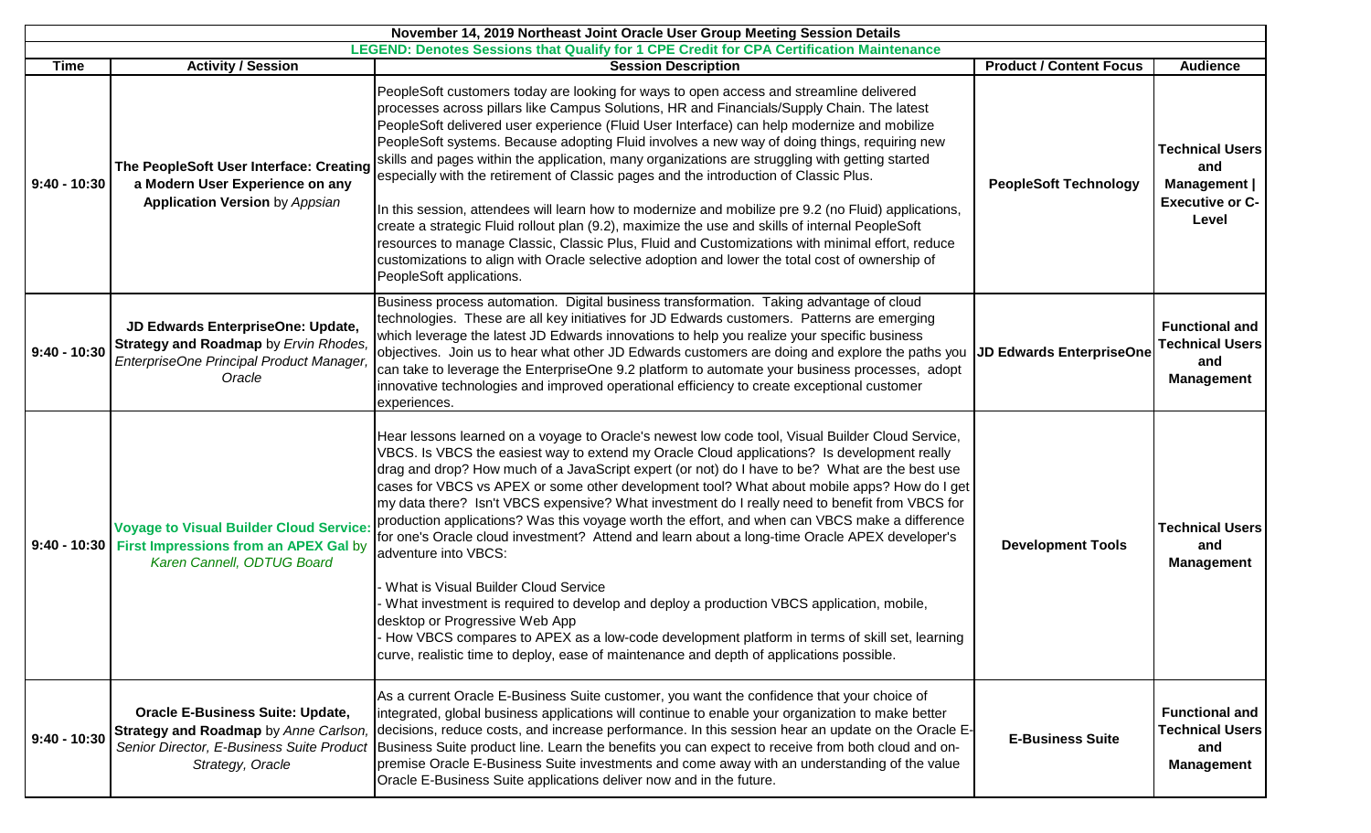**November 14, 2019 Northeast Joint Oracle User Group Meeting Session Details**

**LEGEND: Denotes Sessions that Qualify for 1 CPE Credit for CPA Certification Maintenance**

| Time | Activity / Session | Session Description | Product / Content Focus | Audience |
|---|---|---|---|---|
| 9:40 - 10:30 | **The PeopleSoft User Interface: Creating a Modern User Experience on any Application Version** by *Appsian* | PeopleSoft customers today are looking for ways to open access and streamline delivered processes across pillars like Campus Solutions, HR and Financials/Supply Chain. The latest PeopleSoft delivered user experience (Fluid User Interface) can help modernize and mobilize PeopleSoft systems. Because adopting Fluid involves a new way of doing things, requiring new skills and pages within the application, many organizations are struggling with getting started especially with the retirement of Classic pages and the introduction of Classic Plus.<br><br>In this session, attendees will learn how to modernize and mobilize pre 9.2 (no Fluid) applications, create a strategic Fluid rollout plan (9.2), maximize the use and skills of internal PeopleSoft resources to manage Classic, Classic Plus, Fluid and Customizations with minimal effort, reduce customizations to align with Oracle selective adoption and lower the total cost of ownership of PeopleSoft applications. | **PeopleSoft Technology** | **Technical Users and Management \| Executive or C-Level** |
| 9:40 - 10:30 | **JD Edwards EnterpriseOne: Update, Strategy and Roadmap** by *Ervin Rhodes, EnterpriseOne Principal Product Manager, Oracle* | Business process automation. Digital business transformation. Taking advantage of cloud technologies. These are all key initiatives for JD Edwards customers. Patterns are emerging which leverage the latest JD Edwards innovations to help you realize your specific business objectives. Join us to hear what other JD Edwards customers are doing and explore the paths you can take to leverage the EnterpriseOne 9.2 platform to automate your business processes, adopt innovative technologies and improved operational efficiency to create exceptional customer experiences. | **JD Edwards EnterpriseOne** | **Functional and Technical Users and Management** |
| 9:40 - 10:30 | **Voyage to Visual Builder Cloud Service: First Impressions from an APEX Gal** by *Karen Cannell, ODTUG Board* | Hear lessons learned on a voyage to Oracle's newest low code tool, Visual Builder Cloud Service, VBCS. Is VBCS the easiest way to extend my Oracle Cloud applications? Is development really drag and drop? How much of a JavaScript expert (or not) do I have to be? What are the best use cases for VBCS vs APEX or some other development tool? What about mobile apps? How do I get my data there? Isn't VBCS expensive? What investment do I really need to benefit from VBCS for production applications? Was this voyage worth the effort, and when can VBCS make a difference for one's Oracle cloud investment? Attend and learn about a long-time Oracle APEX developer's adventure into VBCS:<br><br>- What is Visual Builder Cloud Service<br>- What investment is required to develop and deploy a production VBCS application, mobile, desktop or Progressive Web App<br>- How VBCS compares to APEX as a low-code development platform in terms of skill set, learning curve, realistic time to deploy, ease of maintenance and depth of applications possible. | **Development Tools** | **Technical Users and Management** |
| 9:40 - 10:30 | **Oracle E-Business Suite: Update, Strategy and Roadmap** by *Anne Carlson, Senior Director, E-Business Suite Product Strategy, Oracle* | As a current Oracle E-Business Suite customer, you want the confidence that your choice of integrated, global business applications will continue to enable your organization to make better decisions, reduce costs, and increase performance. In this session hear an update on the Oracle E-Business Suite product line. Learn the benefits you can expect to receive from both cloud and on-premise Oracle E-Business Suite investments and come away with an understanding of the value Oracle E-Business Suite applications deliver now and in the future. | **E-Business Suite** | **Functional and Technical Users and Management** |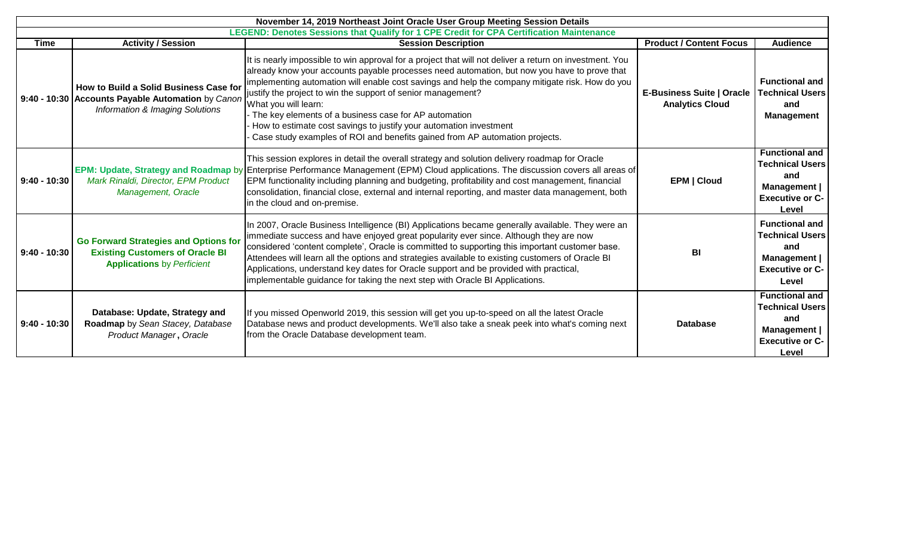| November 14, 2019 Northeast Joint Oracle User Group Meeting Session Details | | | | |
|---|---|---|---|---|
| LEGEND: Denotes Sessions that Qualify for 1 CPE Credit for CPA Certification Maintenance | | | | |
| **Time** | **Activity / Session** | **Session Description** | **Product / Content Focus** | **Audience** |
| **9:40 - 10:30** | **How to Build a Solid Business Case for Accounts Payable Automation** by *Canon Information & Imaging Solutions* | It is nearly impossible to win approval for a project that will not deliver a return on investment. You already know your accounts payable processes need automation, but now you have to prove that implementing automation will enable cost savings and help the company mitigate risk. How do you justify the project to win the support of senior management?<br>What you will learn:<br>- The key elements of a business case for AP automation<br>- How to estimate cost savings to justify your automation investment<br>- Case study examples of ROI and benefits gained from AP automation projects. | **E-Business Suite \| Oracle Analytics Cloud** | **Functional and Technical Users and Management** |
| **9:40 - 10:30** | **EPM: Update, Strategy and Roadmap** by *Mark Rinaldi, Director, EPM Product Management, Oracle* | This session explores in detail the overall strategy and solution delivery roadmap for Oracle Enterprise Performance Management (EPM) Cloud applications. The discussion covers all areas of EPM functionality including planning and budgeting, profitability and cost management, financial consolidation, financial close, external and internal reporting, and master data management, both in the cloud and on-premise. | **EPM \| Cloud** | **Functional and Technical Users and Management \| Executive or C-Level** |
| **9:40 - 10:30** | **Go Forward Strategies and Options for Existing Customers of Oracle BI Applications** by *Perficient* | In 2007, Oracle Business Intelligence (BI) Applications became generally available. They were an immediate success and have enjoyed great popularity ever since. Although they are now considered 'content complete', Oracle is committed to supporting this important customer base. Attendees will learn all the options and strategies available to existing customers of Oracle BI Applications, understand key dates for Oracle support and be provided with practical, implementable guidance for taking the next step with Oracle BI Applications. | **BI** | **Functional and Technical Users and Management \| Executive or C-Level** |
| **9:40 - 10:30** | **Database: Update, Strategy and Roadmap** by *Sean Stacey, Database Product Manager*, *Oracle* | If you missed Openworld 2019, this session will get you up-to-speed on all the latest Oracle Database news and product developments. We'll also take a sneak peek into what's coming next from the Oracle Database development team. | **Database** | **Functional and Technical Users and Management \| Executive or C-Level** |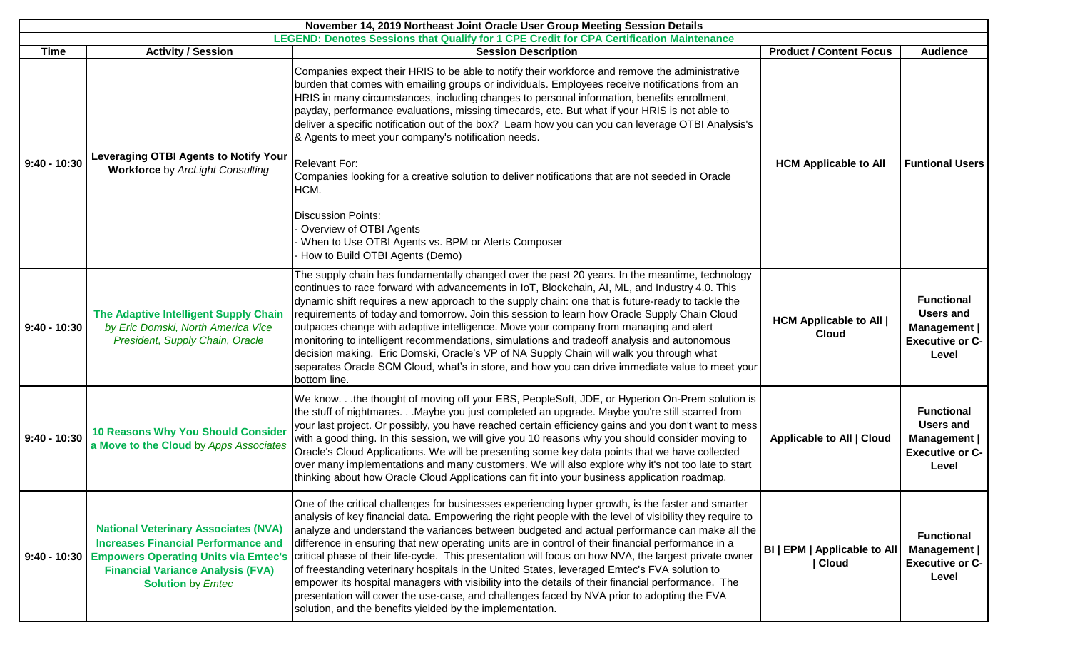| November 14, 2019 Northeast Joint Oracle User Group Meeting Session Details | | | | |
|---|---|---|---|---|
| LEGEND: Denotes Sessions that Qualify for 1 CPE Credit for CPA Certification Maintenance | | | | |
| **Time** | **Activity / Session** | **Session Description** | **Product / Content Focus** | **Audience** |
| 9:40 - 10:30 | **Leveraging OTBI Agents to Notify Your Workforce** by *ArcLight Consulting* | Companies expect their HRIS to be able to notify their workforce and remove the administrative burden that comes with emailing groups or individuals. Employees receive notifications from an HRIS in many circumstances, including changes to personal information, benefits enrollment, payday, performance evaluations, missing timecards, etc. But what if your HRIS is not able to deliver a specific notification out of the box? Learn how you can you can leverage OTBI Analysis's & Agents to meet your company's notification needs.<br><br>Relevant For:<br>Companies looking for a creative solution to deliver notifications that are not seeded in Oracle HCM.<br><br>Discussion Points:<br>- Overview of OTBI Agents<br>- When to Use OTBI Agents vs. BPM or Alerts Composer<br>- How to Build OTBI Agents (Demo) | **HCM Applicable to All** | **Funtional Users** |
| 9:40 - 10:30 | **The Adaptive Intelligent Supply Chain** *by Eric Domski, North America Vice President, Supply Chain, Oracle* | The supply chain has fundamentally changed over the past 20 years. In the meantime, technology continues to race forward with advancements in IoT, Blockchain, AI, ML, and Industry 4.0. This dynamic shift requires a new approach to the supply chain: one that is future-ready to tackle the requirements of today and tomorrow. Join this session to learn how Oracle Supply Chain Cloud outpaces change with adaptive intelligence. Move your company from managing and alert monitoring to intelligent recommendations, simulations and tradeoff analysis and autonomous decision making. Eric Domski, Oracle's VP of NA Supply Chain will walk you through what separates Oracle SCM Cloud, what's in store, and how you can drive immediate value to meet your bottom line. | **HCM Applicable to All \| Cloud** | **Functional Users and Management \| Executive or C-Level** |
| 9:40 - 10:30 | **10 Reasons Why You Should Consider a Move to the Cloud** by *Apps Associates* | We know. . .the thought of moving off your EBS, PeopleSoft, JDE, or Hyperion On-Prem solution is the stuff of nightmares. . .Maybe you just completed an upgrade. Maybe you're still scarred from your last project. Or possibly, you have reached certain efficiency gains and you don't want to mess with a good thing. In this session, we will give you 10 reasons why you should consider moving to Oracle's Cloud Applications. We will be presenting some key data points that we have collected over many implementations and many customers. We will also explore why it's not too late to start thinking about how Oracle Cloud Applications can fit into your business application roadmap. | **Applicable to All \| Cloud** | **Functional Users and Management \| Executive or C-Level** |
| 9:40 - 10:30 | **National Veterinary Associates (NVA) Increases Financial Performance and Empowers Operating Units via Emtec's Financial Variance Analysis (FVA) Solution** by *Emtec* | One of the critical challenges for businesses experiencing hyper growth, is the faster and smarter analysis of key financial data. Empowering the right people with the level of visibility they require to analyze and understand the variances between budgeted and actual performance can make all the difference in ensuring that new operating units are in control of their financial performance in a critical phase of their life-cycle. This presentation will focus on how NVA, the largest private owner of freestanding veterinary hospitals in the United States, leveraged Emtec's FVA solution to empower its hospital managers with visibility into the details of their financial performance. The presentation will cover the use-case, and challenges faced by NVA prior to adopting the FVA solution, and the benefits yielded by the implementation. | **BI \| EPM \| Applicable to All \| Cloud** | **Functional Management \| Executive or C-Level** |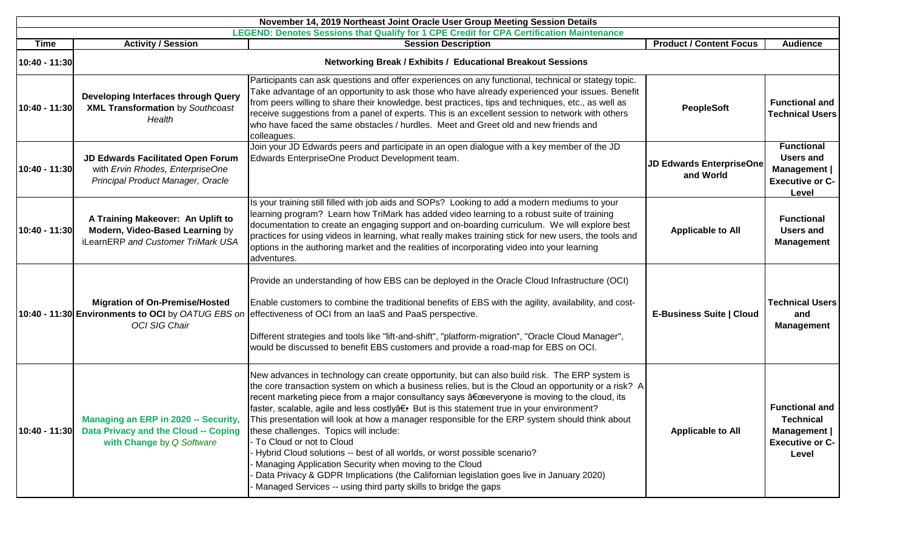| November 14, 2019 Northeast Joint Oracle User Group Meeting Session Details | | | | |
|---|---|---|---|---|
| LEGEND: Denotes Sessions that Qualify for 1 CPE Credit for CPA Certification Maintenance | | | | |
| **Time** | **Activity / Session** | **Session Description** | **Product / Content Focus** | **Audience** |
| **10:40 - 11:30** | **Networking Break / Exhibits / Educational Breakout Sessions** | | | |
| **10:40 - 11:30** | **Developing Interfaces through Query XML Transformation** by *Southcoast Health* | Participants can ask questions and offer experiences on any functional, technical or stategy topic. Take advantage of an opportunity to ask those who have already experienced your issues. Benefit from peers willing to share their knowledge. best practices, tips and techniques, etc., as well as receive suggestions from a panel of experts. This is an excellent session to network with others who have faced the same obstacles / hurdles. Meet and Greet old and new friends and colleagues. | **PeopleSoft** | **Functional and Technical Users** |
| **10:40 - 11:30** | **JD Edwards Facilitated Open Forum** with *Ervin Rhodes, EnterpriseOne Principal Product Manager, Oracle* | Join your JD Edwards peers and participate in an open dialogue with a key member of the JD Edwards EnterpriseOne Product Development team. | **JD Edwards EnterpriseOne and World** | **Functional Users and Management \| Executive or C-Level** |
| **10:40 - 11:30** | **A Training Makeover: An Uplift to Modern, Video-Based Learning** by iLearnERP *and Customer TriMark USA* | Is your training still filled with job aids and SOPs? Looking to add a modern mediums to your learning program? Learn how TriMark has added video learning to a robust suite of training documentation to create an engaging support and on-boarding curriculum. We will explore best practices for using videos in learning, what really makes training stick for new users, the tools and options in the authoring market and the realities of incorporating video into your learning adventures. | **Applicable to All** | **Functional Users and Management** |
| **10:40 - 11:30** | **Migration of On-Premise/Hosted Environments to OCI** by *OATUG EBS on OCI SIG Chair* | Provide an understanding of how EBS can be deployed in the Oracle Cloud Infrastructure (OCI)<br><br>Enable customers to combine the traditional benefits of EBS with the agility, availability, and cost-effectiveness of OCI from an IaaS and PaaS perspective.<br><br>Different strategies and tools like "lift-and-shift", "platform-migration", "Oracle Cloud Manager", would be discussed to benefit EBS customers and provide a road-map for EBS on OCI. | **E-Business Suite \| Cloud** | **Technical Users and Management** |
| **10:40 - 11:30** | **Managing an ERP in 2020 -- Security, Data Privacy and the Cloud -- Coping with Change** by *Q Software* | New advances in technology can create opportunity, but can also build risk. The ERP system is the core transaction system on which a business relies, but is the Cloud an opportunity or a risk? A recent marketing piece from a major consultancy says â€œeveryone is moving to the cloud, its faster, scalable, agile and less costlyâ€• But is this statement true in your environment?<br>This presentation will look at how a manager responsible for the ERP system should think about these challenges. Topics will include:<br>- To Cloud or not to Cloud<br>- Hybrid Cloud solutions -- best of all worlds, or worst possible scenario?<br>- Managing Application Security when moving to the Cloud<br>- Data Privacy & GDPR Implications (the Californian legislation goes live in January 2020)<br>- Managed Services -- using third party skills to bridge the gaps | **Applicable to All** | **Functional and Technical Management \| Executive or C-Level** |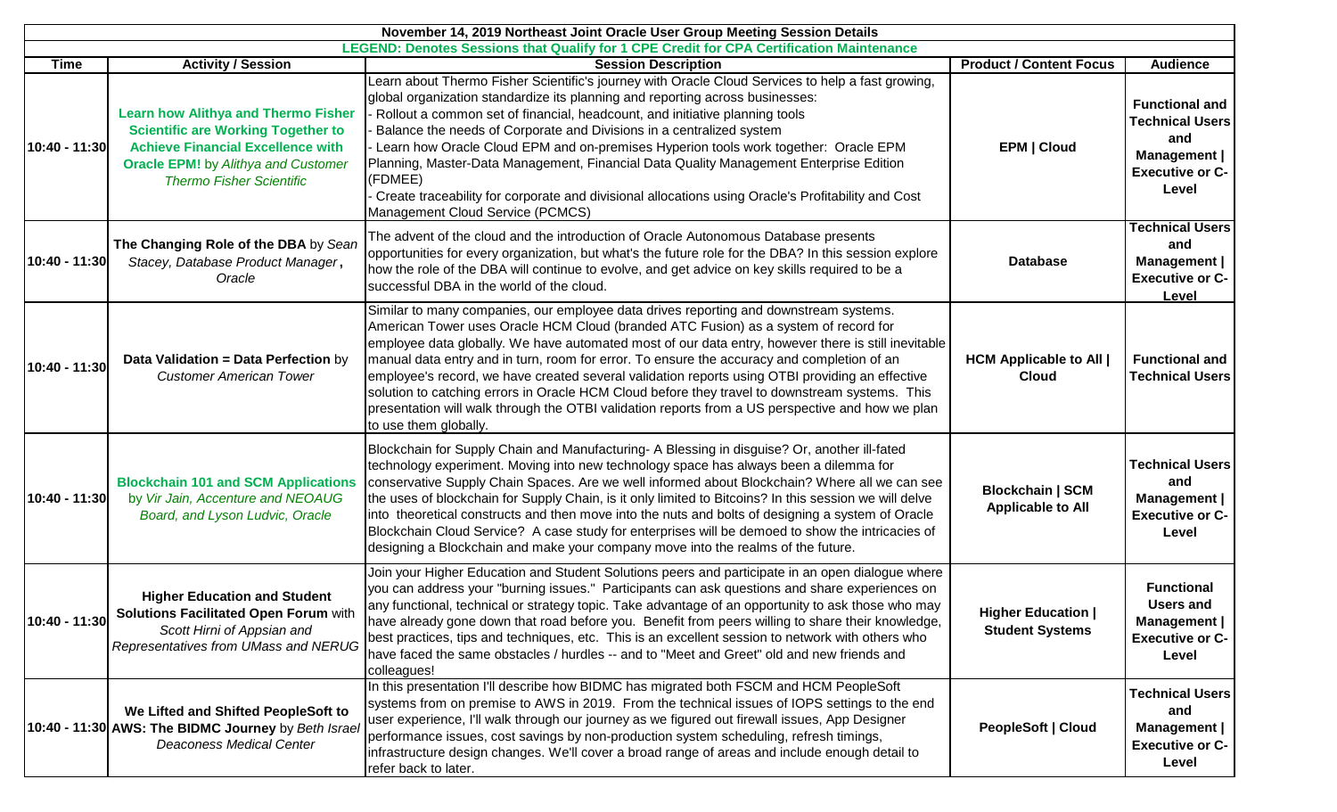**November 14, 2019 Northeast Joint Oracle User Group Meeting Session Details**

**LEGEND: Denotes Sessions that Qualify for 1 CPE Credit for CPA Certification Maintenance**

| Time | Activity / Session | Session Description | Product / Content Focus | Audience |
|---|---|---|---|---|
| 10:40 - 11:30 | **Learn how Alithya and Thermo Fisher Scientific are Working Together to Achieve Financial Excellence with Oracle EPM!** by *Alithya and Customer Thermo Fisher Scientific* | Learn about Thermo Fisher Scientific's journey with Oracle Cloud Services to help a fast growing, global organization standardize its planning and reporting across businesses:<br>- Rollout a common set of financial, headcount, and initiative planning tools<br>- Balance the needs of Corporate and Divisions in a centralized system<br>- Learn how Oracle Cloud EPM and on-premises Hyperion tools work together: Oracle EPM Planning, Master-Data Management, Financial Data Quality Management Enterprise Edition (FDMEE)<br>- Create traceability for corporate and divisional allocations using Oracle's Profitability and Cost Management Cloud Service (PCMCS) | **EPM \| Cloud** | **Functional and Technical Users and Management \| Executive or C-Level** |
| 10:40 - 11:30 | **The Changing Role of the DBA** by *Sean Stacey, Database Product Manager*, *Oracle* | The advent of the cloud and the introduction of Oracle Autonomous Database presents opportunities for every organization, but what's the future role for the DBA? In this session explore how the role of the DBA will continue to evolve, and get advice on key skills required to be a successful DBA in the world of the cloud. | **Database** | **Technical Users and Management \| Executive or C-Level** |
| 10:40 - 11:30 | **Data Validation = Data Perfection** by *Customer American Tower* | Similar to many companies, our employee data drives reporting and downstream systems. American Tower uses Oracle HCM Cloud (branded ATC Fusion) as a system of record for employee data globally. We have automated most of our data entry, however there is still inevitable manual data entry and in turn, room for error. To ensure the accuracy and completion of an employee's record, we have created several validation reports using OTBI providing an effective solution to catching errors in Oracle HCM Cloud before they travel to downstream systems. This presentation will walk through the OTBI validation reports from a US perspective and how we plan to use them globally. | **HCM Applicable to All \| Cloud** | **Functional and Technical Users** |
| 10:40 - 11:30 | **Blockchain 101 and SCM Applications** by *Vir Jain, Accenture and NEOAUG Board, and Lyson Ludvic, Oracle* | Blockchain for Supply Chain and Manufacturing- A Blessing in disguise? Or, another ill-fated technology experiment. Moving into new technology space has always been a dilemma for conservative Supply Chain Spaces. Are we well informed about Blockchain? Where all we can see the uses of blockchain for Supply Chain, is it only limited to Bitcoins? In this session we will delve into theoretical constructs and then move into the nuts and bolts of designing a system of Oracle Blockchain Cloud Service? A case study for enterprises will be demoed to show the intricacies of designing a Blockchain and make your company move into the realms of the future. | **Blockchain \| SCM Applicable to All** | **Technical Users and Management \| Executive or C-Level** |
| 10:40 - 11:30 | **Higher Education and Student Solutions Facilitated Open Forum** with *Scott Hirni of Appsian and Representatives from UMass and NERUG* | Join your Higher Education and Student Solutions peers and participate in an open dialogue where you can address your "burning issues." Participants can ask questions and share experiences on any functional, technical or strategy topic. Take advantage of an opportunity to ask those who may have already gone down that road before you. Benefit from peers willing to share their knowledge, best practices, tips and techniques, etc. This is an excellent session to network with others who have faced the same obstacles / hurdles -- and to "Meet and Greet" old and new friends and colleagues! | **Higher Education \| Student Systems** | **Functional Users and Management \| Executive or C-Level** |
| 10:40 - 11:30 | **We Lifted and Shifted PeopleSoft to AWS: The BIDMC Journey** by *Beth Israel Deaconess Medical Center* | In this presentation I'll describe how BIDMC has migrated both FSCM and HCM PeopleSoft systems from on premise to AWS in 2019. From the technical issues of IOPS settings to the end user experience, I'll walk through our journey as we figured out firewall issues, App Designer performance issues, cost savings by non-production system scheduling, refresh timings, infrastructure design changes. We'll cover a broad range of areas and include enough detail to refer back to later. | **PeopleSoft \| Cloud** | **Technical Users and Management \| Executive or C-Level** |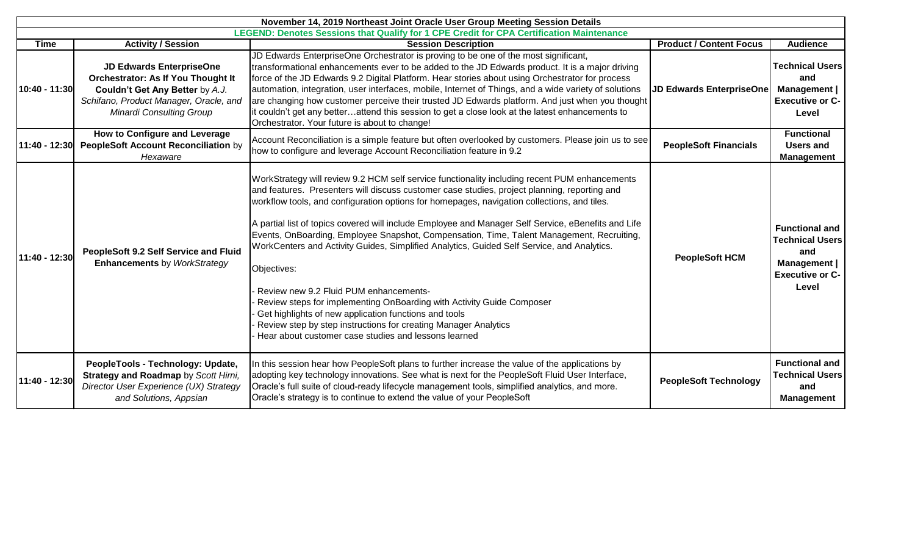| November 14, 2019 Northeast Joint Oracle User Group Meeting Session Details | | | | |
|---|---|---|---|---|
| LEGEND: Denotes Sessions that Qualify for 1 CPE Credit for CPA Certification Maintenance | | | | |
| **Time** | **Activity / Session** | **Session Description** | **Product / Content Focus** | **Audience** |
| 10:40 - 11:30 | **JD Edwards EnterpriseOne Orchestrator: As If You Thought It Couldn't Get Any Better** by *A.J. Schifano, Product Manager, Oracle, and Minardi Consulting Group* | JD Edwards EnterpriseOne Orchestrator is proving to be one of the most significant, transformational enhancements ever to be added to the JD Edwards product. It is a major driving force of the JD Edwards 9.2 Digital Platform. Hear stories about using Orchestrator for process automation, integration, user interfaces, mobile, Internet of Things, and a wide variety of solutions are changing how customer perceive their trusted JD Edwards platform. And just when you thought it couldn't get any better…attend this session to get a close look at the latest enhancements to Orchestrator. Your future is about to change! | JD Edwards EnterpriseOne | Technical Users and Management \| Executive or C-Level |
| 11:40 - 12:30 | **How to Configure and Leverage PeopleSoft Account Reconciliation** by *Hexaware* | Account Reconciliation is a simple feature but often overlooked by customers. Please join us to see how to configure and leverage Account Reconciliation feature in 9.2 | PeopleSoft Financials | Functional Users and Management |
| 11:40 - 12:30 | **PeopleSoft 9.2 Self Service and Fluid Enhancements** by *WorkStrategy* | WorkStrategy will review 9.2 HCM self service functionality including recent PUM enhancements and features. Presenters will discuss customer case studies, project planning, reporting and workflow tools, and configuration options for homepages, navigation collections, and tiles.<br><br>A partial list of topics covered will include Employee and Manager Self Service, eBenefits and Life Events, OnBoarding, Employee Snapshot, Compensation, Time, Talent Management, Recruiting, WorkCenters and Activity Guides, Simplified Analytics, Guided Self Service, and Analytics.<br><br>Objectives:<br><br>- Review new 9.2 Fluid PUM enhancements-<br>- Review steps for implementing OnBoarding with Activity Guide Composer<br>- Get highlights of new application functions and tools<br>- Review step by step instructions for creating Manager Analytics<br>- Hear about customer case studies and lessons learned | PeopleSoft HCM | Functional and Technical Users and Management \| Executive or C-Level |
| 11:40 - 12:30 | **PeopleTools - Technology: Update, Strategy and Roadmap** by *Scott Hirni, Director User Experience (UX) Strategy and Solutions, Appsian* | In this session hear how PeopleSoft plans to further increase the value of the applications by adopting key technology innovations. See what is next for the PeopleSoft Fluid User Interface, Oracle's full suite of cloud-ready lifecycle management tools, simplified analytics, and more. Oracle's strategy is to continue to extend the value of your PeopleSoft | PeopleSoft Technology | Functional and Technical Users and Management |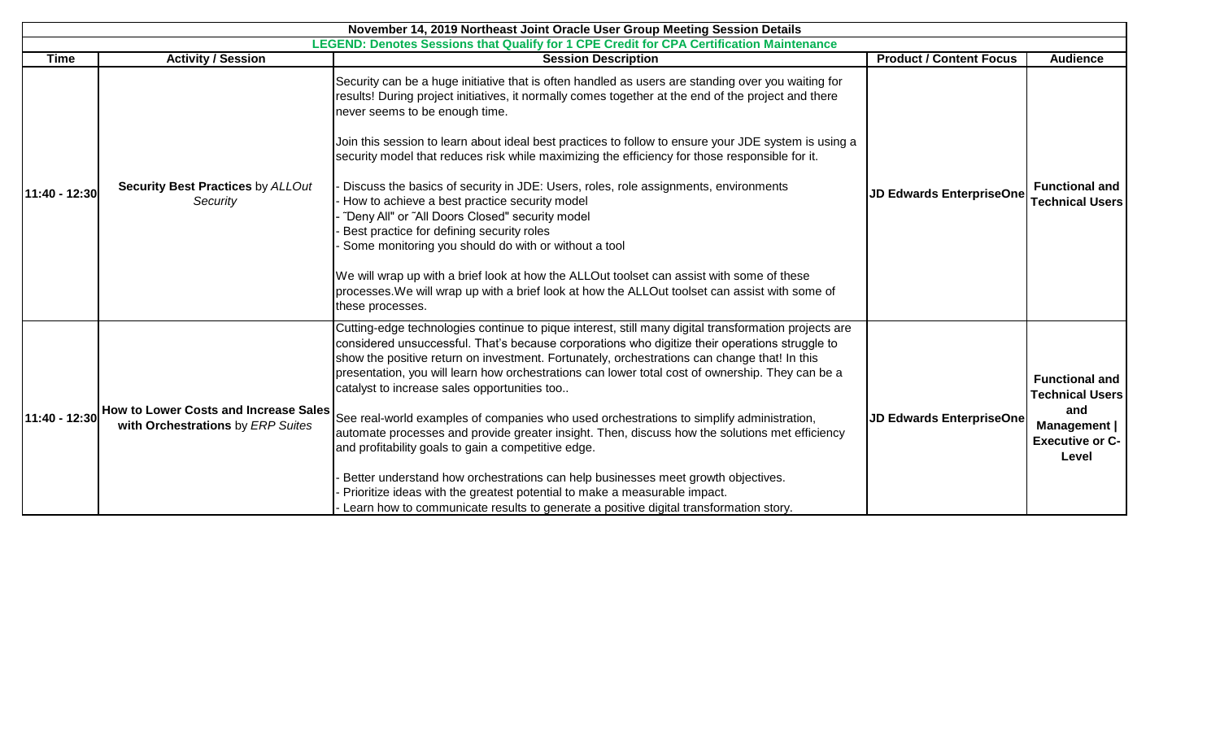**November 14, 2019 Northeast Joint Oracle User Group Meeting Session Details**

**LEGEND: Denotes Sessions that Qualify for 1 CPE Credit for CPA Certification Maintenance**

| Time | Activity / Session | Session Description | Product / Content Focus | Audience |
|---|---|---|---|---|
| 11:40 - 12:30 | **Security Best Practices** by *ALLOut Security* | Security can be a huge initiative that is often handled as users are standing over you waiting for results! During project initiatives, it normally comes together at the end of the project and there never seems to be enough time.<br><br>Join this session to learn about ideal best practices to follow to ensure your JDE system is using a security model that reduces risk while maximizing the efficiency for those responsible for it.<br><br>- Discuss the basics of security in JDE: Users, roles, role assignments, environments<br>- How to achieve a best practice security model<br>- ˝Deny All" or ˝All Doors Closed" security model<br>- Best practice for defining security roles<br>- Some monitoring you should do with or without a tool<br><br>We will wrap up with a brief look at how the ALLOut toolset can assist with some of these processes.We will wrap up with a brief look at how the ALLOut toolset can assist with some of these processes. | **JD Edwards EnterpriseOne** | **Functional and Technical Users** |
| 11:40 - 12:30 | **How to Lower Costs and Increase Sales with Orchestrations** by *ERP Suites* | Cutting-edge technologies continue to pique interest, still many digital transformation projects are considered unsuccessful. That's because corporations who digitize their operations struggle to show the positive return on investment. Fortunately, orchestrations can change that! In this presentation, you will learn how orchestrations can lower total cost of ownership. They can be a catalyst to increase sales opportunities too..<br><br>See real-world examples of companies who used orchestrations to simplify administration, automate processes and provide greater insight. Then, discuss how the solutions met efficiency and profitability goals to gain a competitive edge.<br><br>- Better understand how orchestrations can help businesses meet growth objectives.<br>- Prioritize ideas with the greatest potential to make a measurable impact.<br>- Learn how to communicate results to generate a positive digital transformation story. | **JD Edwards EnterpriseOne** | **Functional and Technical Users and Management \| Executive or C-Level** |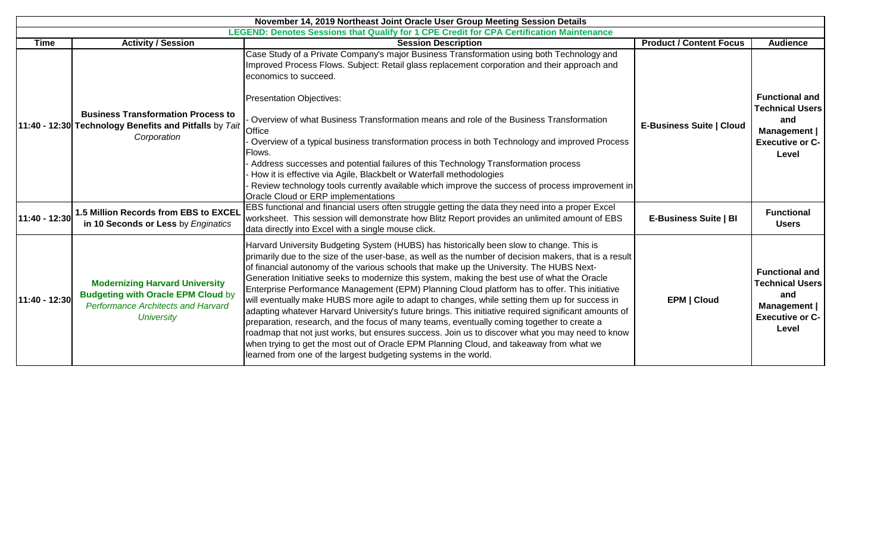**November 14, 2019 Northeast Joint Oracle User Group Meeting Session Details**

**LEGEND: Denotes Sessions that Qualify for 1 CPE Credit for CPA Certification Maintenance**

| Time | Activity / Session | Session Description | Product / Content Focus | Audience |
|---|---|---|---|---|
| 11:40 - 12:30 | **Business Transformation Process to Technology Benefits and Pitfalls** by *Tait Corporation* | Case Study of a Private Company's major Business Transformation using both Technology and Improved Process Flows. Subject: Retail glass replacement corporation and their approach and economics to succeed.<br><br>Presentation Objectives:<br><br>- Overview of what Business Transformation means and role of the Business Transformation Office<br>- Overview of a typical business transformation process in both Technology and improved Process Flows.<br>- Address successes and potential failures of this Technology Transformation process<br>- How it is effective via Agile, Blackbelt or Waterfall methodologies<br>- Review technology tools currently available which improve the success of process improvement in Oracle Cloud or ERP implementations | **E-Business Suite \| Cloud** | **Functional and Technical Users and Management \| Executive or C-Level** |
| 11:40 - 12:30 | **1.5 Million Records from EBS to EXCEL in 10 Seconds or Less** by *Enginatics* | EBS functional and financial users often struggle getting the data they need into a proper Excel worksheet. This session will demonstrate how Blitz Report provides an unlimited amount of EBS data directly into Excel with a single mouse click. | **E-Business Suite \| BI** | **Functional Users** |
| 11:40 - 12:30 | **Modernizing Harvard University Budgeting with Oracle EPM Cloud** by *Performance Architects and Harvard University* | Harvard University Budgeting System (HUBS) has historically been slow to change. This is primarily due to the size of the user-base, as well as the number of decision makers, that is a result of financial autonomy of the various schools that make up the University. The HUBS Next-Generation Initiative seeks to modernize this system, making the best use of what the Oracle Enterprise Performance Management (EPM) Planning Cloud platform has to offer. This initiative will eventually make HUBS more agile to adapt to changes, while setting them up for success in adapting whatever Harvard University's future brings. This initiative required significant amounts of preparation, research, and the focus of many teams, eventually coming together to create a roadmap that not just works, but ensures success. Join us to discover what you may need to know when trying to get the most out of Oracle EPM Planning Cloud, and takeaway from what we learned from one of the largest budgeting systems in the world. | **EPM \| Cloud** | **Functional and Technical Users and Management \| Executive or C-Level** |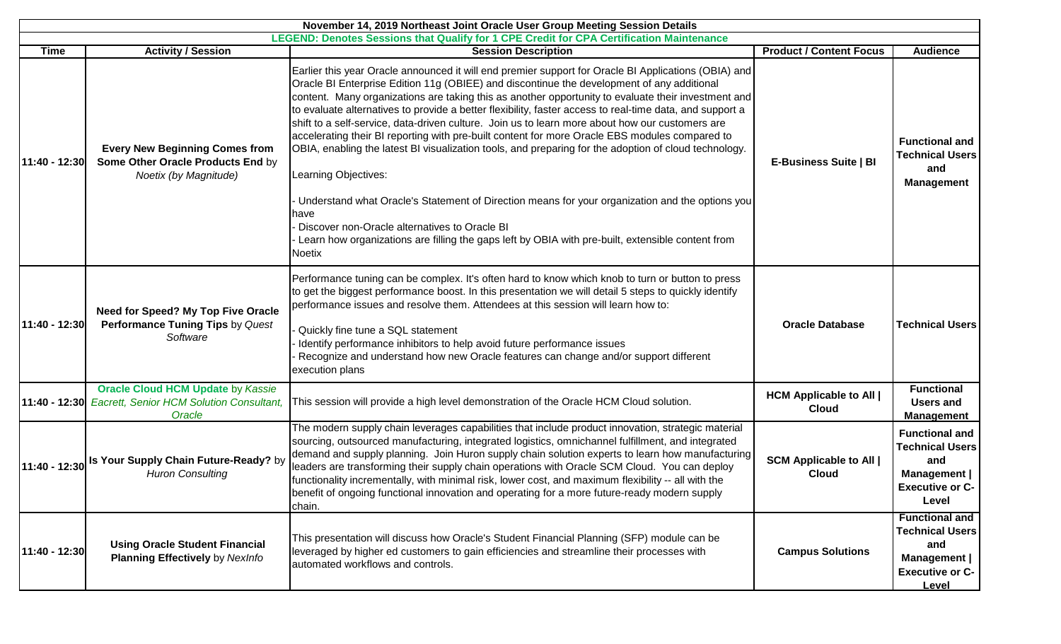**November 14, 2019 Northeast Joint Oracle User Group Meeting Session Details**

LEGEND: Denotes Sessions that Qualify for 1 CPE Credit for CPA Certification Maintenance

| Time | Activity / Session | Session Description | Product / Content Focus | Audience |
|---|---|---|---|---|
| 11:40 - 12:30 | **Every New Beginning Comes from Some Other Oracle Products End** by *Noetix (by Magnitude)* | Earlier this year Oracle announced it will end premier support for Oracle BI Applications (OBIA) and Oracle BI Enterprise Edition 11g (OBIEE) and discontinue the development of any additional content. Many organizations are taking this as another opportunity to evaluate their investment and to evaluate alternatives to provide a better flexibility, faster access to real-time data, and support a shift to a self-service, data-driven culture. Join us to learn more about how our customers are accelerating their BI reporting with pre-built content for more Oracle EBS modules compared to OBIA, enabling the latest BI visualization tools, and preparing for the adoption of cloud technology.<br><br>Learning Objectives:<br><br>- Understand what Oracle's Statement of Direction means for your organization and the options you have<br>- Discover non-Oracle alternatives to Oracle BI<br>- Learn how organizations are filling the gaps left by OBIA with pre-built, extensible content from Noetix | **E-Business Suite \| BI** | **Functional and Technical Users and Management** |
| 11:40 - 12:30 | **Need for Speed? My Top Five Oracle Performance Tuning Tips** by *Quest Software* | Performance tuning can be complex. It's often hard to know which knob to turn or button to press to get the biggest performance boost. In this presentation we will detail 5 steps to quickly identify performance issues and resolve them. Attendees at this session will learn how to:<br><br>- Quickly fine tune a SQL statement<br>- Identify performance inhibitors to help avoid future performance issues<br>- Recognize and understand how new Oracle features can change and/or support different execution plans | **Oracle Database** | **Technical Users** |
| 11:40 - 12:30 | **Oracle Cloud HCM Update** by *Kassie Eacrett, Senior HCM Solution Consultant, Oracle* | This session will provide a high level demonstration of the Oracle HCM Cloud solution. | **HCM Applicable to All \| Cloud** | **Functional Users and Management** |
| 11:40 - 12:30 | **Is Your Supply Chain Future-Ready?** by *Huron Consulting* | The modern supply chain leverages capabilities that include product innovation, strategic material sourcing, outsourced manufacturing, integrated logistics, omnichannel fulfillment, and integrated demand and supply planning. Join Huron supply chain solution experts to learn how manufacturing leaders are transforming their supply chain operations with Oracle SCM Cloud. You can deploy functionality incrementally, with minimal risk, lower cost, and maximum flexibility -- all with the benefit of ongoing functional innovation and operating for a more future-ready modern supply chain. | **SCM Applicable to All \| Cloud** | **Functional and Technical Users and Management \| Executive or C-Level** |
| 11:40 - 12:30 | **Using Oracle Student Financial Planning Effectively** by *NexInfo* | This presentation will discuss how Oracle's Student Financial Planning (SFP) module can be leveraged by higher ed customers to gain efficiencies and streamline their processes with automated workflows and controls. | **Campus Solutions** | **Functional and Technical Users and Management \| Executive or C-Level** |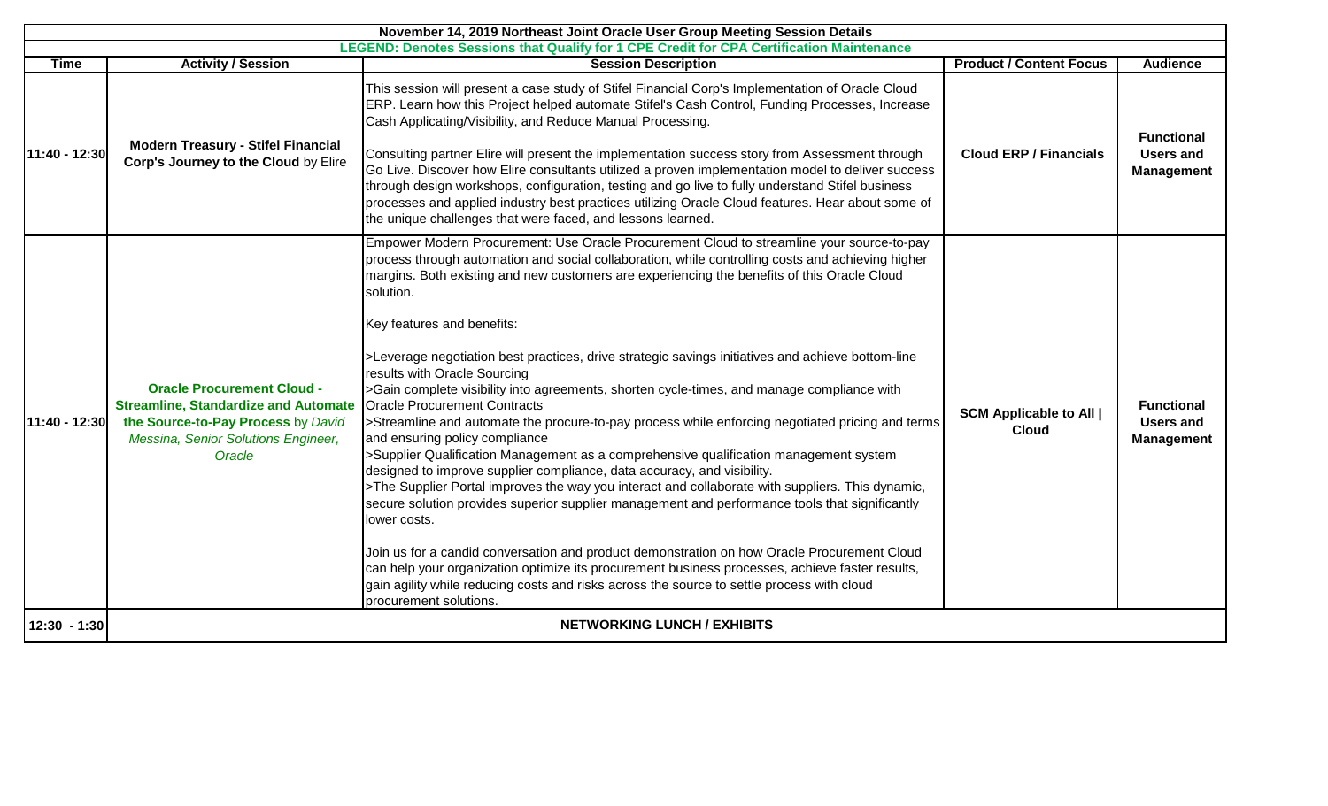**November 14, 2019 Northeast Joint Oracle User Group Meeting Session Details**

**LEGEND: Denotes Sessions that Qualify for 1 CPE Credit for CPA Certification Maintenance**

| Time | Activity / Session | Session Description | Product / Content Focus | Audience |
|---|---|---|---|---|
| 11:40 - 12:30 | **Modern Treasury - Stifel Financial Corp's Journey to the Cloud** by Elire | This session will present a case study of Stifel Financial Corp's Implementation of Oracle Cloud ERP. Learn how this Project helped automate Stifel's Cash Control, Funding Processes, Increase Cash Applicating/Visibility, and Reduce Manual Processing.<br><br>Consulting partner Elire will present the implementation success story from Assessment through Go Live. Discover how Elire consultants utilized a proven implementation model to deliver success through design workshops, configuration, testing and go live to fully understand Stifel business processes and applied industry best practices utilizing Oracle Cloud features. Hear about some of the unique challenges that were faced, and lessons learned. | **Cloud ERP / Financials** | **Functional Users and Management** |
| 11:40 - 12:30 | **Oracle Procurement Cloud - Streamline, Standardize and Automate the Source-to-Pay Process** by *David Messina, Senior Solutions Engineer, Oracle* | Empower Modern Procurement: Use Oracle Procurement Cloud to streamline your source-to-pay process through automation and social collaboration, while controlling costs and achieving higher margins. Both existing and new customers are experiencing the benefits of this Oracle Cloud solution.<br><br>Key features and benefits:<br><br>>Leverage negotiation best practices, drive strategic savings initiatives and achieve bottom-line results with Oracle Sourcing<br>>Gain complete visibility into agreements, shorten cycle-times, and manage compliance with Oracle Procurement Contracts<br>>Streamline and automate the procure-to-pay process while enforcing negotiated pricing and terms and ensuring policy compliance<br>>Supplier Qualification Management as a comprehensive qualification management system designed to improve supplier compliance, data accuracy, and visibility.<br>>The Supplier Portal improves the way you interact and collaborate with suppliers. This dynamic, secure solution provides superior supplier management and performance tools that significantly lower costs.<br><br>Join us for a candid conversation and product demonstration on how Oracle Procurement Cloud can help your organization optimize its procurement business processes, achieve faster results, gain agility while reducing costs and risks across the source to settle process with cloud procurement solutions. | **SCM Applicable to All \| Cloud** | **Functional Users and Management** |
| 12:30 - 1:30 | **NETWORKING LUNCH / EXHIBITS** | | | |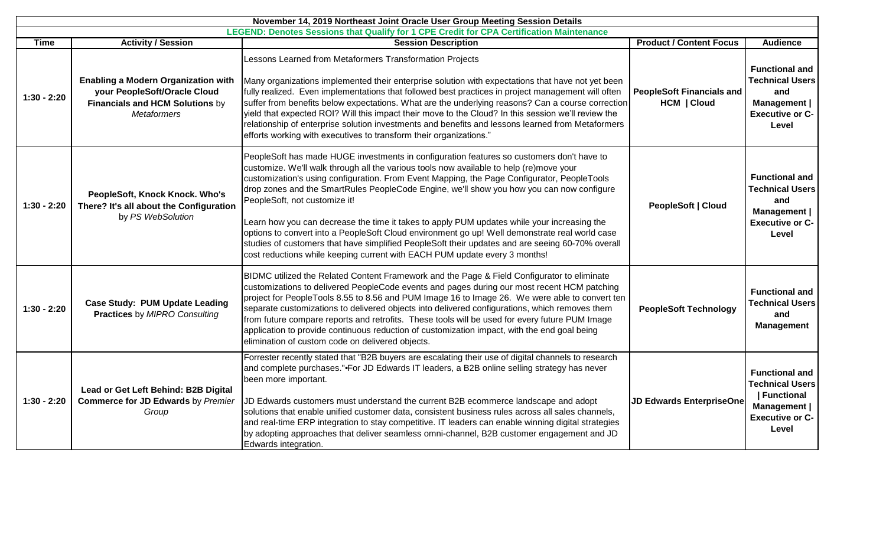| November 14, 2019 Northeast Joint Oracle User Group Meeting Session Details | | | | |
|---|---|---|---|---|
| LEGEND: Denotes Sessions that Qualify for 1 CPE Credit for CPA Certification Maintenance | | | | |
| **Time** | **Activity / Session** | **Session Description** | **Product / Content Focus** | **Audience** |
| 1:30 - 2:20 | **Enabling a Modern Organization with your PeopleSoft/Oracle Cloud Financials and HCM Solutions** by *Metaformers* | Lessons Learned from Metaformers Transformation Projects<br><br>Many organizations implemented their enterprise solution with expectations that have not yet been fully realized. Even implementations that followed best practices in project management will often suffer from benefits below expectations. What are the underlying reasons? Can a course correction yield that expected ROI? Will this impact their move to the Cloud? In this session we'll review the relationship of enterprise solution investments and benefits and lessons learned from Metaformers efforts working with executives to transform their organizations." | **PeopleSoft Financials and HCM \| Cloud** | **Functional and Technical Users and Management \| Executive or C-Level** |
| 1:30 - 2:20 | **PeopleSoft, Knock Knock. Who's There? It's all about the Configuration** by *PS WebSolution* | PeopleSoft has made HUGE investments in configuration features so customers don't have to customize. We'll walk through all the various tools now available to help (re)move your customization's using configuration. From Event Mapping, the Page Configurator, PeopleTools drop zones and the SmartRules PeopleCode Engine, we'll show you how you can now configure PeopleSoft, not customize it!<br><br>Learn how you can decrease the time it takes to apply PUM updates while your increasing the options to convert into a PeopleSoft Cloud environment go up! Well demonstrate real world case studies of customers that have simplified PeopleSoft their updates and are seeing 60-70% overall cost reductions while keeping current with EACH PUM update every 3 months! | **PeopleSoft \| Cloud** | **Functional and Technical Users and Management \| Executive or C-Level** |
| 1:30 - 2:20 | **Case Study: PUM Update Leading Practices** by *MIPRO Consulting* | BIDMC utilized the Related Content Framework and the Page & Field Configurator to eliminate customizations to delivered PeopleCode events and pages during our most recent HCM patching project for PeopleTools 8.55 to 8.56 and PUM Image 16 to Image 26. We were able to convert ten separate customizations to delivered objects into delivered configurations, which removes them from future compare reports and retrofits. These tools will be used for every future PUM Image application to provide continuous reduction of customization impact, with the end goal being elimination of custom code on delivered objects. | **PeopleSoft Technology** | **Functional and Technical Users and Management** |
| 1:30 - 2:20 | **Lead or Get Left Behind: B2B Digital Commerce for JD Edwards** by *Premier Group* | Forrester recently stated that "B2B buyers are escalating their use of digital channels to research and complete purchases."•For JD Edwards IT leaders, a B2B online selling strategy has never been more important.<br><br>JD Edwards customers must understand the current B2B ecommerce landscape and adopt solutions that enable unified customer data, consistent business rules across all sales channels, and real-time ERP integration to stay competitive. IT leaders can enable winning digital strategies by adopting approaches that deliver seamless omni-channel, B2B customer engagement and JD Edwards integration. | **JD Edwards EnterpriseOne** | **Functional and Technical Users \| Functional Management \| Executive or C-Level** |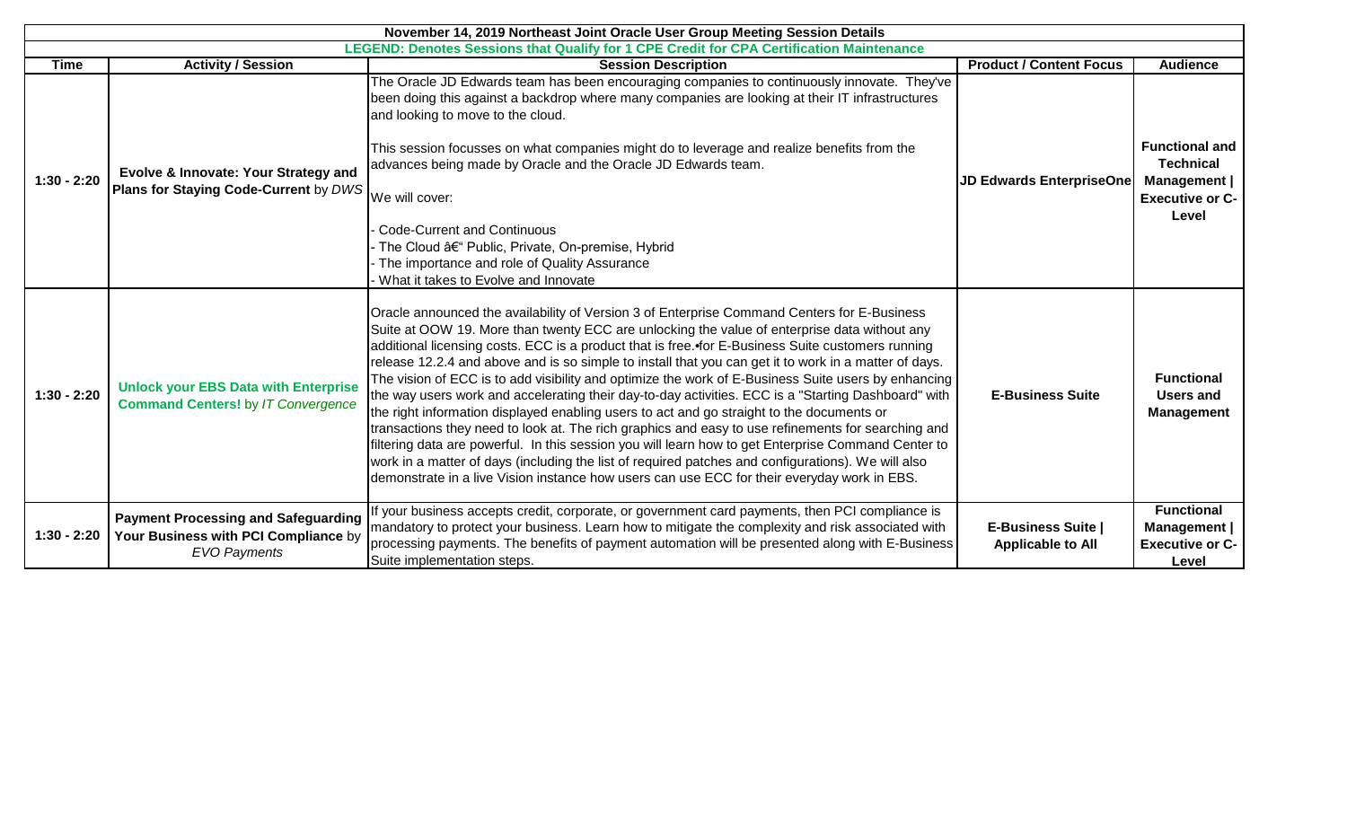| November 14, 2019 Northeast Joint Oracle User Group Meeting Session Details | | | | |
|---|---|---|---|---|
| LEGEND: Denotes Sessions that Qualify for 1 CPE Credit for CPA Certification Maintenance | | | | |
| **Time** | **Activity / Session** | **Session Description** | **Product / Content Focus** | **Audience** |
| 1:30 - 2:20 | **Evolve & Innovate: Your Strategy and Plans for Staying Code-Current** by *DWS* | The Oracle JD Edwards team has been encouraging companies to continuously innovate. They've been doing this against a backdrop where many companies are looking at their IT infrastructures and looking to move to the cloud.<br><br>This session focusses on what companies might do to leverage and realize benefits from the advances being made by Oracle and the Oracle JD Edwards team.<br><br>We will cover:<br><br>- Code-Current and Continuous<br>- The Cloud â€" Public, Private, On-premise, Hybrid<br>- The importance and role of Quality Assurance<br>- What it takes to Evolve and Innovate | **JD Edwards EnterpriseOne** | **Functional and Technical Management \| Executive or C-Level** |
| 1:30 - 2:20 | **Unlock your EBS Data with Enterprise Command Centers!** by *IT Convergence* | Oracle announced the availability of Version 3 of Enterprise Command Centers for E-Business Suite at OOW 19. More than twenty ECC are unlocking the value of enterprise data without any additional licensing costs. ECC is a product that is free.•for E-Business Suite customers running release 12.2.4 and above and is so simple to install that you can get it to work in a matter of days. The vision of ECC is to add visibility and optimize the work of E-Business Suite users by enhancing the way users work and accelerating their day-to-day activities. ECC is a "Starting Dashboard" with the right information displayed enabling users to act and go straight to the documents or transactions they need to look at. The rich graphics and easy to use refinements for searching and filtering data are powerful. In this session you will learn how to get Enterprise Command Center to work in a matter of days (including the list of required patches and configurations). We will also demonstrate in a live Vision instance how users can use ECC for their everyday work in EBS. | **E-Business Suite** | **Functional Users and Management** |
| 1:30 - 2:20 | **Payment Processing and Safeguarding Your Business with PCI Compliance** by *EVO Payments* | If your business accepts credit, corporate, or government card payments, then PCI compliance is mandatory to protect your business. Learn how to mitigate the complexity and risk associated with processing payments. The benefits of payment automation will be presented along with E-Business Suite implementation steps. | **E-Business Suite \| Applicable to All** | **Functional Management \| Executive or C-Level** |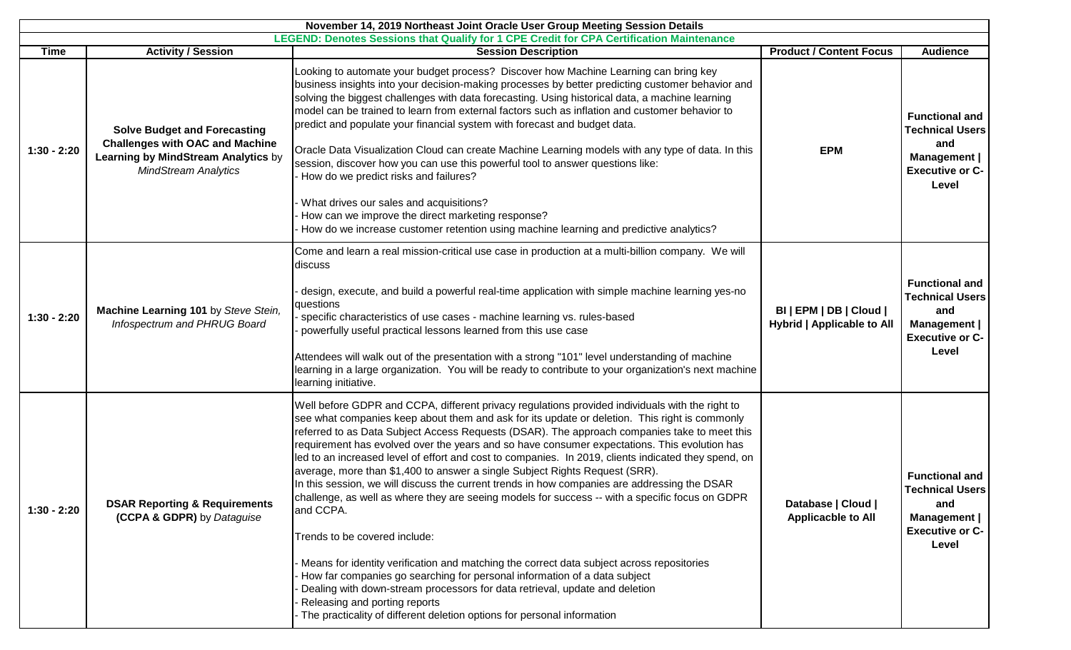**November 14, 2019 Northeast Joint Oracle User Group Meeting Session Details**

**LEGEND: Denotes Sessions that Qualify for 1 CPE Credit for CPA Certification Maintenance**

| Time | Activity / Session | Session Description | Product / Content Focus | Audience |
|---|---|---|---|---|
| 1:30 - 2:20 | **Solve Budget and Forecasting Challenges with OAC and Machine Learning by MindStream Analytics** by *MindStream Analytics* | Looking to automate your budget process? Discover how Machine Learning can bring key business insights into your decision-making processes by better predicting customer behavior and solving the biggest challenges with data forecasting. Using historical data, a machine learning model can be trained to learn from external factors such as inflation and customer behavior to predict and populate your financial system with forecast and budget data.<br><br>Oracle Data Visualization Cloud can create Machine Learning models with any type of data. In this session, discover how you can use this powerful tool to answer questions like:<br>- How do we predict risks and failures?<br><br>- What drives our sales and acquisitions?<br>- How can we improve the direct marketing response?<br>- How do we increase customer retention using machine learning and predictive analytics? | **EPM** | **Functional and Technical Users and Management \| Executive or C-Level** |
| 1:30 - 2:20 | **Machine Learning 101** by *Steve Stein, Infospectrum and PHRUG Board* | Come and learn a real mission-critical use case in production at a multi-billion company. We will discuss<br><br>- design, execute, and build a powerful real-time application with simple machine learning yes-no questions<br>- specific characteristics of use cases - machine learning vs. rules-based<br>- powerfully useful practical lessons learned from this use case<br><br>Attendees will walk out of the presentation with a strong "101" level understanding of machine learning in a large organization. You will be ready to contribute to your organization's next machine learning initiative. | **BI \| EPM \| DB \| Cloud \| Hybrid \| Applicable to All** | **Functional and Technical Users and Management \| Executive or C-Level** |
| 1:30 - 2:20 | **DSAR Reporting & Requirements (CCPA & GDPR)** by *Dataguise* | Well before GDPR and CCPA, different privacy regulations provided individuals with the right to see what companies keep about them and ask for its update or deletion. This right is commonly referred to as Data Subject Access Requests (DSAR). The approach companies take to meet this requirement has evolved over the years and so have consumer expectations. This evolution has led to an increased level of effort and cost to companies. In 2019, clients indicated they spend, on average, more than $1,400 to answer a single Subject Rights Request (SRR).<br>In this session, we will discuss the current trends in how companies are addressing the DSAR challenge, as well as where they are seeing models for success -- with a specific focus on GDPR and CCPA.<br><br>Trends to be covered include:<br><br>- Means for identity verification and matching the correct data subject across repositories<br>- How far companies go searching for personal information of a data subject<br>- Dealing with down-stream processors for data retrieval, update and deletion<br>- Releasing and porting reports<br>- The practicality of different deletion options for personal information | **Database \| Cloud \| Applicacble to All** | **Functional and Technical Users and Management \| Executive or C-Level** |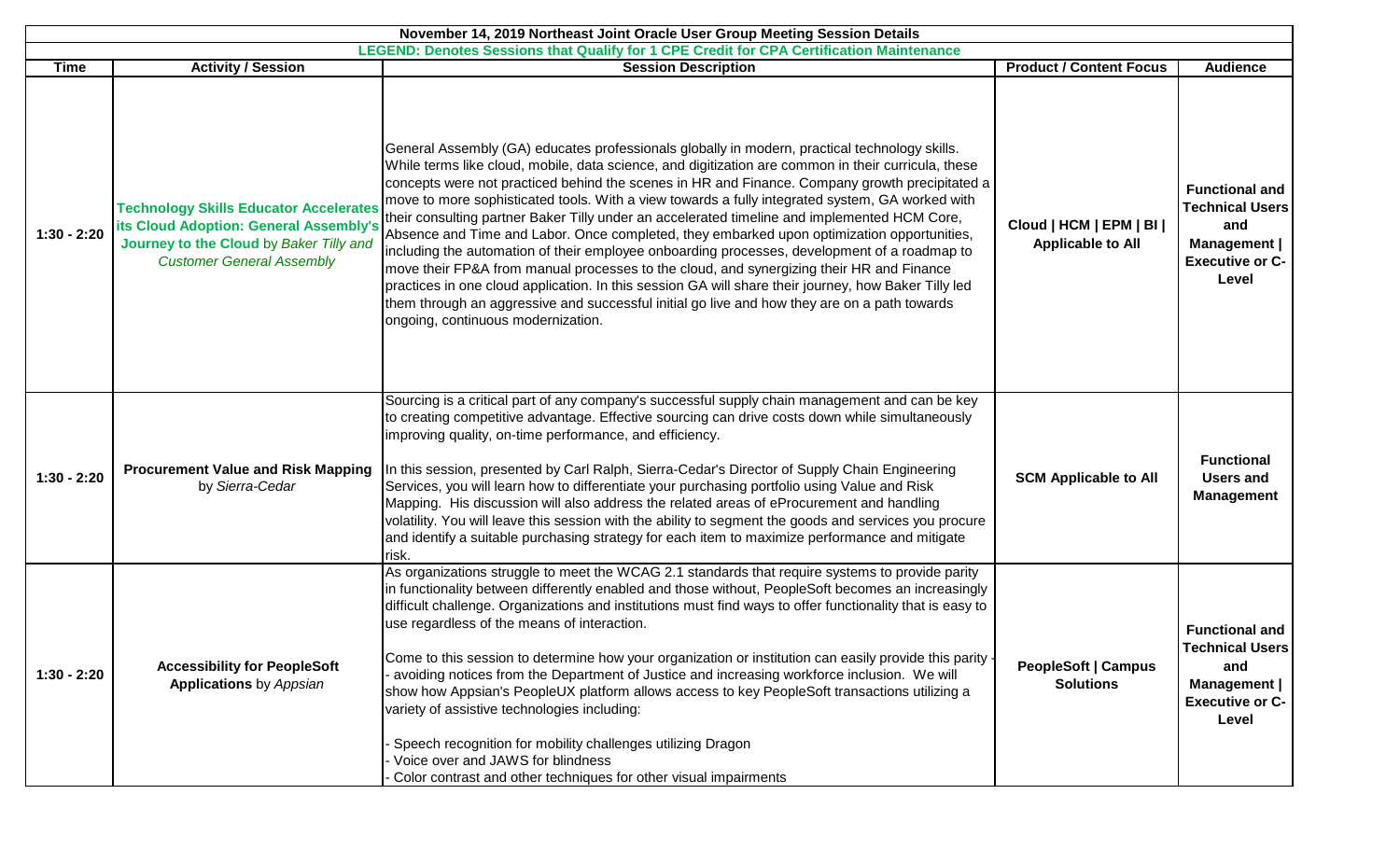**November 14, 2019 Northeast Joint Oracle User Group Meeting Session Details**

**LEGEND: Denotes Sessions that Qualify for 1 CPE Credit for CPA Certification Maintenance**

| Time | Activity / Session | Session Description | Product / Content Focus | Audience |
|---|---|---|---|---|
| 1:30 - 2:20 | **Technology Skills Educator Accelerates its Cloud Adoption: General Assembly's Journey to the Cloud** by *Baker Tilly and Customer General Assembly* | General Assembly (GA) educates professionals globally in modern, practical technology skills. While terms like cloud, mobile, data science, and digitization are common in their curricula, these concepts were not practiced behind the scenes in HR and Finance. Company growth precipitated a move to more sophisticated tools. With a view towards a fully integrated system, GA worked with their consulting partner Baker Tilly under an accelerated timeline and implemented HCM Core, Absence and Time and Labor. Once completed, they embarked upon optimization opportunities, including the automation of their employee onboarding processes, development of a roadmap to move their FP&A from manual processes to the cloud, and synergizing their HR and Finance practices in one cloud application. In this session GA will share their journey, how Baker Tilly led them through an aggressive and successful initial go live and how they are on a path towards ongoing, continuous modernization. | **Cloud \| HCM \| EPM \| BI \| Applicable to All** | **Functional and Technical Users and Management \| Executive or C-Level** |
| 1:30 - 2:20 | **Procurement Value and Risk Mapping** by *Sierra-Cedar* | Sourcing is a critical part of any company's successful supply chain management and can be key to creating competitive advantage. Effective sourcing can drive costs down while simultaneously improving quality, on-time performance, and efficiency.<br><br>In this session, presented by Carl Ralph, Sierra-Cedar's Director of Supply Chain Engineering Services, you will learn how to differentiate your purchasing portfolio using Value and Risk Mapping. His discussion will also address the related areas of eProcurement and handling volatility. You will leave this session with the ability to segment the goods and services you procure and identify a suitable purchasing strategy for each item to maximize performance and mitigate risk. | **SCM Applicable to All** | **Functional Users and Management** |
| 1:30 - 2:20 | **Accessibility for PeopleSoft Applications** by *Appsian* | As organizations struggle to meet the WCAG 2.1 standards that require systems to provide parity in functionality between differently enabled and those without, PeopleSoft becomes an increasingly difficult challenge. Organizations and institutions must find ways to offer functionality that is easy to use regardless of the means of interaction.<br><br>Come to this session to determine how your organization or institution can easily provide this parity - - avoiding notices from the Department of Justice and increasing workforce inclusion. We will show how Appsian's PeopleUX platform allows access to key PeopleSoft transactions utilizing a variety of assistive technologies including:<br><br>- Speech recognition for mobility challenges utilizing Dragon<br>- Voice over and JAWS for blindness<br>- Color contrast and other techniques for other visual impairments | **PeopleSoft \| Campus Solutions** | **Functional and Technical Users and Management \| Executive or C-Level** |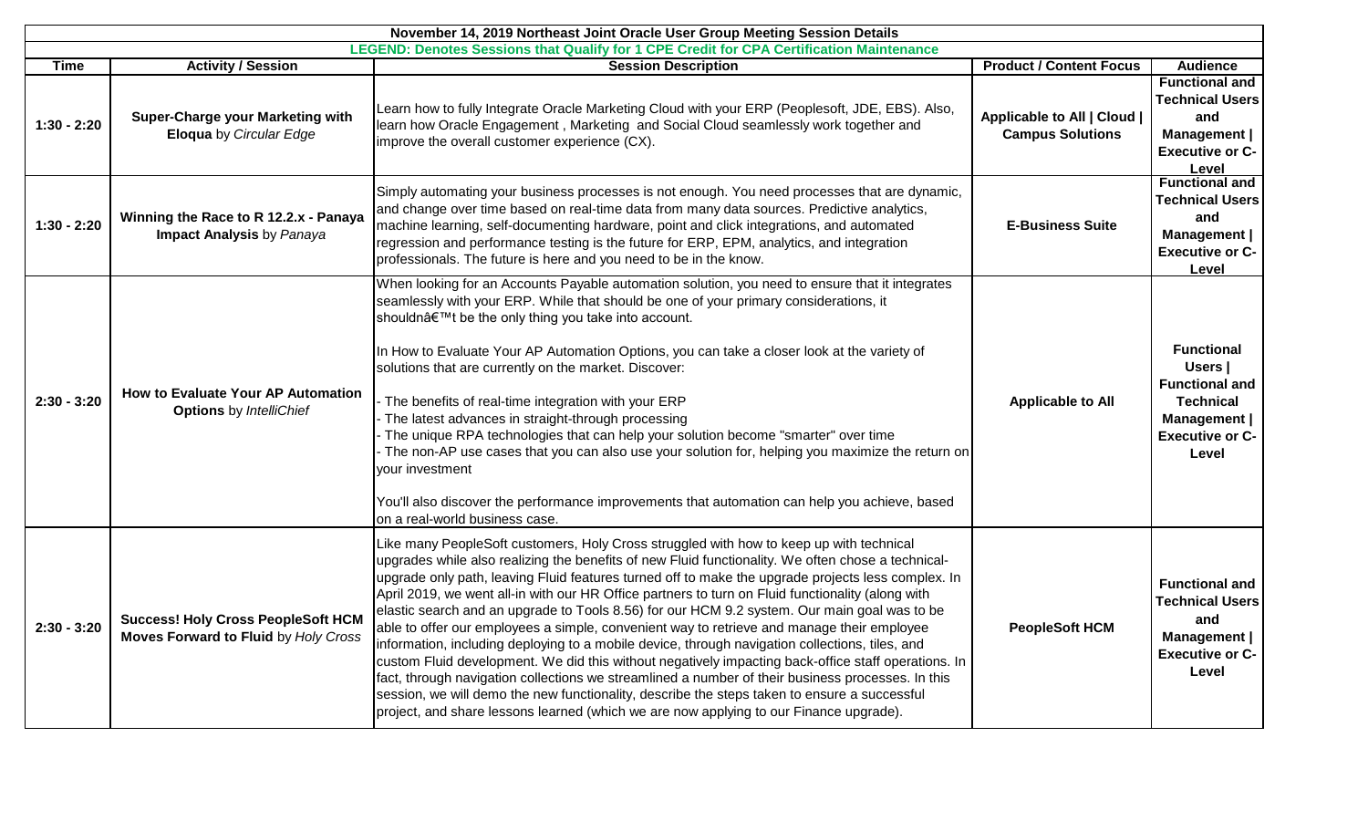**November 14, 2019 Northeast Joint Oracle User Group Meeting Session Details**

**LEGEND: Denotes Sessions that Qualify for 1 CPE Credit for CPA Certification Maintenance**

| Time | Activity / Session | Session Description | Product / Content Focus | Audience |
|---|---|---|---|---|
| 1:30 - 2:20 | **Super-Charge your Marketing with Eloqua** by *Circular Edge* | Learn how to fully Integrate Oracle Marketing Cloud with your ERP (Peoplesoft, JDE, EBS). Also, learn how Oracle Engagement , Marketing and Social Cloud seamlessly work together and improve the overall customer experience (CX). | **Applicable to All \| Cloud \| Campus Solutions** | **Functional and Technical Users and Management \| Executive or C-Level** |
| 1:30 - 2:20 | **Winning the Race to R 12.2.x - Panaya Impact Analysis** by *Panaya* | Simply automating your business processes is not enough. You need processes that are dynamic, and change over time based on real-time data from many data sources. Predictive analytics, machine learning, self-documenting hardware, point and click integrations, and automated regression and performance testing is the future for ERP, EPM, analytics, and integration professionals. The future is here and you need to be in the know. | **E-Business Suite** | **Functional and Technical Users and Management \| Executive or C-Level** |
| 2:30 - 3:20 | **How to Evaluate Your AP Automation Options** by *IntelliChief* | When looking for an Accounts Payable automation solution, you need to ensure that it integrates seamlessly with your ERP. While that should be one of your primary considerations, it shouldnâ€™t be the only thing you take into account.<br><br>In How to Evaluate Your AP Automation Options, you can take a closer look at the variety of solutions that are currently on the market. Discover:<br><br>- The benefits of real-time integration with your ERP<br>- The latest advances in straight-through processing<br>- The unique RPA technologies that can help your solution become "smarter" over time<br>- The non-AP use cases that you can also use your solution for, helping you maximize the return on your investment<br><br>You'll also discover the performance improvements that automation can help you achieve, based on a real-world business case. | **Applicable to All** | **Functional Users \| Functional and Technical Management \| Executive or C-Level** |
| 2:30 - 3:20 | **Success! Holy Cross PeopleSoft HCM Moves Forward to Fluid** by *Holy Cross* | Like many PeopleSoft customers, Holy Cross struggled with how to keep up with technical upgrades while also realizing the benefits of new Fluid functionality. We often chose a technical-upgrade only path, leaving Fluid features turned off to make the upgrade projects less complex. In April 2019, we went all-in with our HR Office partners to turn on Fluid functionality (along with elastic search and an upgrade to Tools 8.56) for our HCM 9.2 system. Our main goal was to be able to offer our employees a simple, convenient way to retrieve and manage their employee information, including deploying to a mobile device, through navigation collections, tiles, and custom Fluid development. We did this without negatively impacting back-office staff operations. In fact, through navigation collections we streamlined a number of their business processes. In this session, we will demo the new functionality, describe the steps taken to ensure a successful project, and share lessons learned (which we are now applying to our Finance upgrade). | **PeopleSoft HCM** | **Functional and Technical Users and Management \| Executive or C-Level** |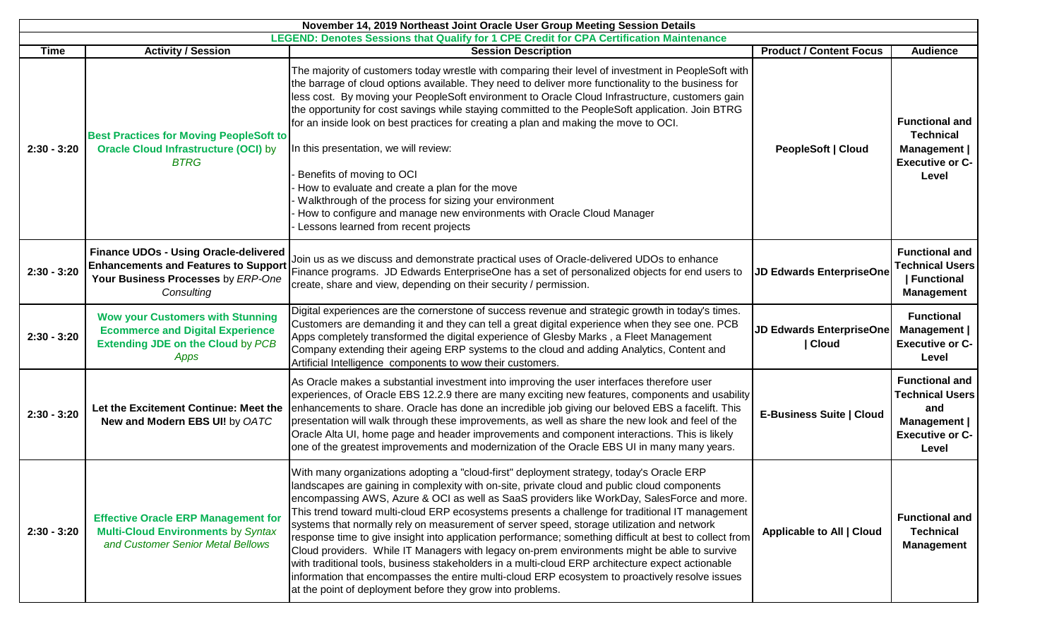**November 14, 2019 Northeast Joint Oracle User Group Meeting Session Details**

**LEGEND: Denotes Sessions that Qualify for 1 CPE Credit for CPA Certification Maintenance**

| Time | Activity / Session | Session Description | Product / Content Focus | Audience |
|---|---|---|---|---|
| 2:30 - 3:20 | **Best Practices for Moving PeopleSoft to Oracle Cloud Infrastructure (OCI)** by *BTRG* | The majority of customers today wrestle with comparing their level of investment in PeopleSoft with the barrage of cloud options available. They need to deliver more functionality to the business for less cost. By moving your PeopleSoft environment to Oracle Cloud Infrastructure, customers gain the opportunity for cost savings while staying committed to the PeopleSoft application. Join BTRG for an inside look on best practices for creating a plan and making the move to OCI.<br><br>In this presentation, we will review:<br><br>- Benefits of moving to OCI<br>- How to evaluate and create a plan for the move<br>- Walkthrough of the process for sizing your environment<br>- How to configure and manage new environments with Oracle Cloud Manager<br>- Lessons learned from recent projects | **PeopleSoft \| Cloud** | **Functional and Technical Management \| Executive or C-Level** |
| 2:30 - 3:20 | **Finance UDOs - Using Oracle-delivered Enhancements and Features to Support Your Business Processes** by *ERP-One Consulting* | Join us as we discuss and demonstrate practical uses of Oracle-delivered UDOs to enhance Finance programs. JD Edwards EnterpriseOne has a set of personalized objects for end users to create, share and view, depending on their security / permission. | **JD Edwards EnterpriseOne** | **Functional and Technical Users \| Functional Management** |
| 2:30 - 3:20 | **Wow your Customers with Stunning Ecommerce and Digital Experience Extending JDE on the Cloud** by *PCB Apps* | Digital experiences are the cornerstone of success revenue and strategic growth in today's times. Customers are demanding it and they can tell a great digital experience when they see one. PCB Apps completely transformed the digital experience of Glesby Marks , a Fleet Management Company extending their ageing ERP systems to the cloud and adding Analytics, Content and Artificial Intelligence components to wow their customers. | **JD Edwards EnterpriseOne \| Cloud** | **Functional Management \| Executive or C-Level** |
| 2:30 - 3:20 | **Let the Excitement Continue: Meet the New and Modern EBS UI!** by *OATC* | As Oracle makes a substantial investment into improving the user interfaces therefore user experiences, of Oracle EBS 12.2.9 there are many exciting new features, components and usability enhancements to share. Oracle has done an incredible job giving our beloved EBS a facelift. This presentation will walk through these improvements, as well as share the new look and feel of the Oracle Alta UI, home page and header improvements and component interactions. This is likely one of the greatest improvements and modernization of the Oracle EBS UI in many many years. | **E-Business Suite \| Cloud** | **Functional and Technical Users and Management \| Executive or C-Level** |
| 2:30 - 3:20 | **Effective Oracle ERP Management for Multi-Cloud Environments** by *Syntax and Customer Senior Metal Bellows* | With many organizations adopting a "cloud-first" deployment strategy, today's Oracle ERP landscapes are gaining in complexity with on-site, private cloud and public cloud components encompassing AWS, Azure & OCI as well as SaaS providers like WorkDay, SalesForce and more. This trend toward multi-cloud ERP ecosystems presents a challenge for traditional IT management systems that normally rely on measurement of server speed, storage utilization and network response time to give insight into application performance; something difficult at best to collect from Cloud providers. While IT Managers with legacy on-prem environments might be able to survive with traditional tools, business stakeholders in a multi-cloud ERP architecture expect actionable information that encompasses the entire multi-cloud ERP ecosystem to proactively resolve issues at the point of deployment before they grow into problems. | **Applicable to All \| Cloud** | **Functional and Technical Management** |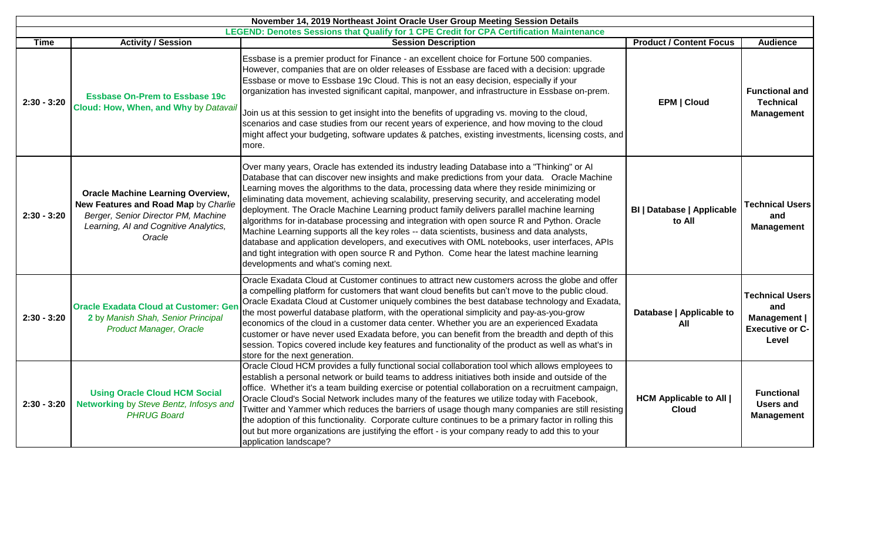**November 14, 2019 Northeast Joint Oracle User Group Meeting Session Details**

**LEGEND: Denotes Sessions that Qualify for 1 CPE Credit for CPA Certification Maintenance**

| Time | Activity / Session | Session Description | Product / Content Focus | Audience |
|---|---|---|---|---|
| **2:30 - 3:20** | **Essbase On-Prem to Essbase 19c Cloud: How, When, and Why** by *Datavail* | Essbase is a premier product for Finance - an excellent choice for Fortune 500 companies. However, companies that are on older releases of Essbase are faced with a decision: upgrade Essbase or move to Essbase 19c Cloud. This is not an easy decision, especially if your organization has invested significant capital, manpower, and infrastructure in Essbase on-prem.<br><br>Join us at this session to get insight into the benefits of upgrading vs. moving to the cloud, scenarios and case studies from our recent years of experience, and how moving to the cloud might affect your budgeting, software updates & patches, existing investments, licensing costs, and more. | **EPM \| Cloud** | **Functional and Technical Management** |
| **2:30 - 3:20** | **Oracle Machine Learning Overview, New Features and Road Map** by *Charlie Berger, Senior Director PM, Machine Learning, AI and Cognitive Analytics, Oracle* | Over many years, Oracle has extended its industry leading Database into a "Thinking" or AI Database that can discover new insights and make predictions from your data. Oracle Machine Learning moves the algorithms to the data, processing data where they reside minimizing or eliminating data movement, achieving scalability, preserving security, and accelerating model deployment. The Oracle Machine Learning product family delivers parallel machine learning algorithms for in-database processing and integration with open source R and Python. Oracle Machine Learning supports all the key roles -- data scientists, business and data analysts, database and application developers, and executives with OML notebooks, user interfaces, APIs and tight integration with open source R and Python. Come hear the latest machine learning developments and what's coming next. | **BI \| Database \| Applicable to All** | **Technical Users and Management** |
| **2:30 - 3:20** | **Oracle Exadata Cloud at Customer: Gen 2** by *Manish Shah, Senior Principal Product Manager, Oracle* | Oracle Exadata Cloud at Customer continues to attract new customers across the globe and offer a compelling platform for customers that want cloud benefits but can't move to the public cloud. Oracle Exadata Cloud at Customer uniquely combines the best database technology and Exadata, the most powerful database platform, with the operational simplicity and pay-as-you-grow economics of the cloud in a customer data center. Whether you are an experienced Exadata customer or have never used Exadata before, you can benefit from the breadth and depth of this session. Topics covered include key features and functionality of the product as well as what's in store for the next generation. | **Database \| Applicable to All** | **Technical Users and Management \| Executive or C-Level** |
| **2:30 - 3:20** | **Using Oracle Cloud HCM Social Networking** by *Steve Bentz, Infosys and PHRUG Board* | Oracle Cloud HCM provides a fully functional social collaboration tool which allows employees to establish a personal network or build teams to address initiatives both inside and outside of the office. Whether it's a team building exercise or potential collaboration on a recruitment campaign, Oracle Cloud's Social Network includes many of the features we utilize today with Facebook, Twitter and Yammer which reduces the barriers of usage though many companies are still resisting the adoption of this functionality. Corporate culture continues to be a primary factor in rolling this out but more organizations are justifying the effort - is your company ready to add this to your application landscape? | **HCM Applicable to All \| Cloud** | **Functional Users and Management** |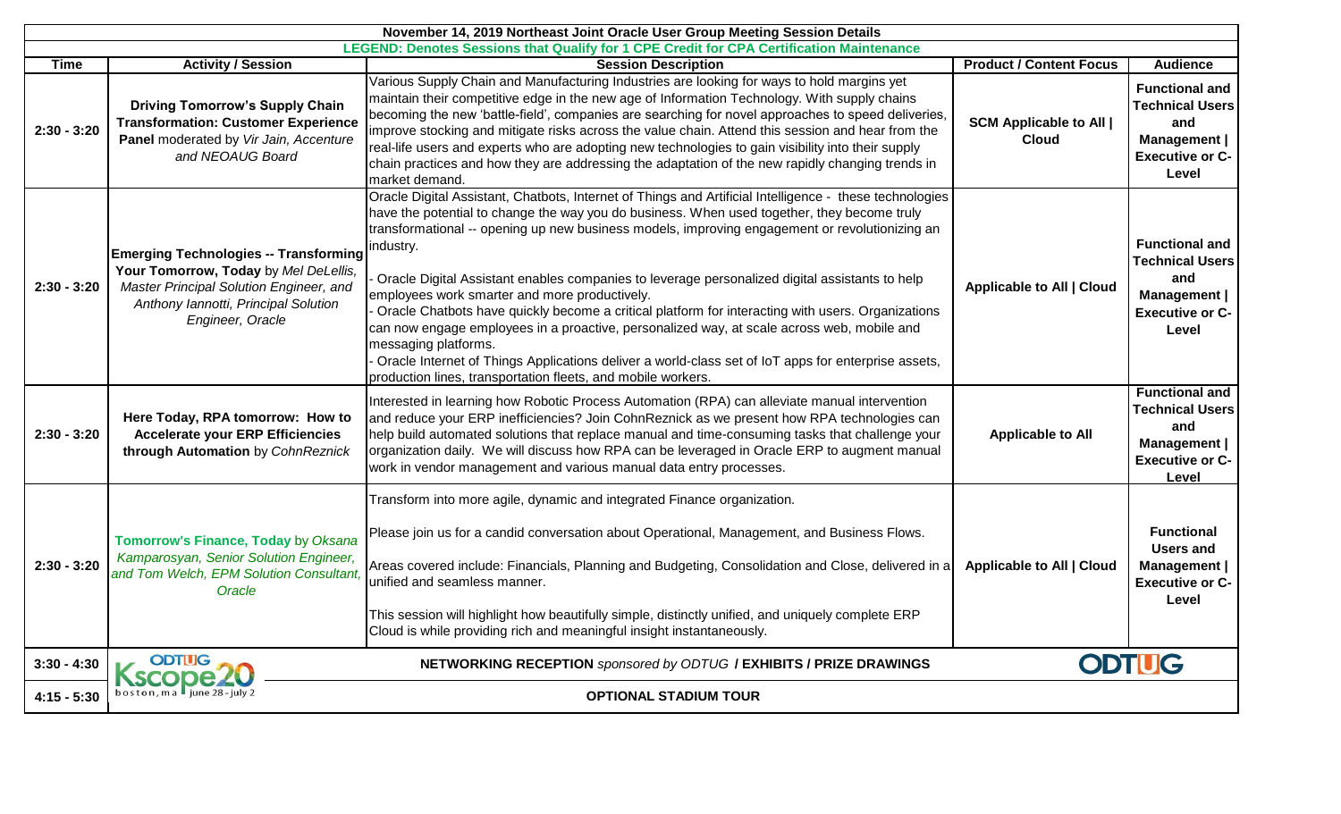| November 14, 2019 Northeast Joint Oracle User Group Meeting Session Details | | | | |
|---|---|---|---|---|
| LEGEND: Denotes Sessions that Qualify for 1 CPE Credit for CPA Certification Maintenance | | | | |
| **Time** | **Activity / Session** | **Session Description** | **Product / Content Focus** | **Audience** |
| 2:30 - 3:20 | **Driving Tomorrow's Supply Chain Transformation: Customer Experience Panel** moderated by *Vir Jain, Accenture and NEOAUG Board* | Various Supply Chain and Manufacturing Industries are looking for ways to hold margins yet maintain their competitive edge in the new age of Information Technology. With supply chains becoming the new 'battle-field', companies are searching for novel approaches to speed deliveries, improve stocking and mitigate risks across the value chain. Attend this session and hear from the real-life users and experts who are adopting new technologies to gain visibility into their supply chain practices and how they are addressing the adaptation of the new rapidly changing trends in market demand. | **SCM Applicable to All \| Cloud** | **Functional and Technical Users and Management \| Executive or C-Level** |
| 2:30 - 3:20 | **Emerging Technologies -- Transforming Your Tomorrow, Today** by *Mel DeLellis, Master Principal Solution Engineer, and Anthony Iannotti, Principal Solution Engineer, Oracle* | Oracle Digital Assistant, Chatbots, Internet of Things and Artificial Intelligence - these technologies have the potential to change the way you do business. When used together, they become truly transformational -- opening up new business models, improving engagement or revolutionizing an industry.<br><br>- Oracle Digital Assistant enables companies to leverage personalized digital assistants to help employees work smarter and more productively.<br>- Oracle Chatbots have quickly become a critical platform for interacting with users. Organizations can now engage employees in a proactive, personalized way, at scale across web, mobile and messaging platforms.<br>- Oracle Internet of Things Applications deliver a world-class set of IoT apps for enterprise assets, production lines, transportation fleets, and mobile workers. | **Applicable to All \| Cloud** | **Functional and Technical Users and Management \| Executive or C-Level** |
| 2:30 - 3:20 | **Here Today, RPA tomorrow: How to Accelerate your ERP Efficiencies through Automation** by *CohnReznick* | Interested in learning how Robotic Process Automation (RPA) can alleviate manual intervention and reduce your ERP inefficiencies? Join CohnReznick as we present how RPA technologies can help build automated solutions that replace manual and time-consuming tasks that challenge your organization daily. We will discuss how RPA can be leveraged in Oracle ERP to augment manual work in vendor management and various manual data entry processes. | **Applicable to All** | **Functional and Technical Users and Management \| Executive or C-Level** |
| 2:30 - 3:20 | **Tomorrow's Finance, Today** by *Oksana Kamparosyan, Senior Solution Engineer, and Tom Welch, EPM Solution Consultant, Oracle* | Transform into more agile, dynamic and integrated Finance organization.<br><br>Please join us for a candid conversation about Operational, Management, and Business Flows.<br><br>Areas covered include: Financials, Planning and Budgeting, Consolidation and Close, delivered in a unified and seamless manner.<br><br>This session will highlight how beautifully simple, distinctly unified, and uniquely complete ERP Cloud is while providing rich and meaningful insight instantaneously. | **Applicable to All \| Cloud** | **Functional Users and Management \| Executive or C-Level** |
| 3:30 - 4:30 | ODTUG Kscope20 boston, ma june 28 - july 2 | **NETWORKING RECEPTION** *sponsored by ODTUG* **/ EXHIBITS / PRIZE DRAWINGS** | ODTUG | |
| 4:15 - 5:30 | | **OPTIONAL STADIUM TOUR** | | |